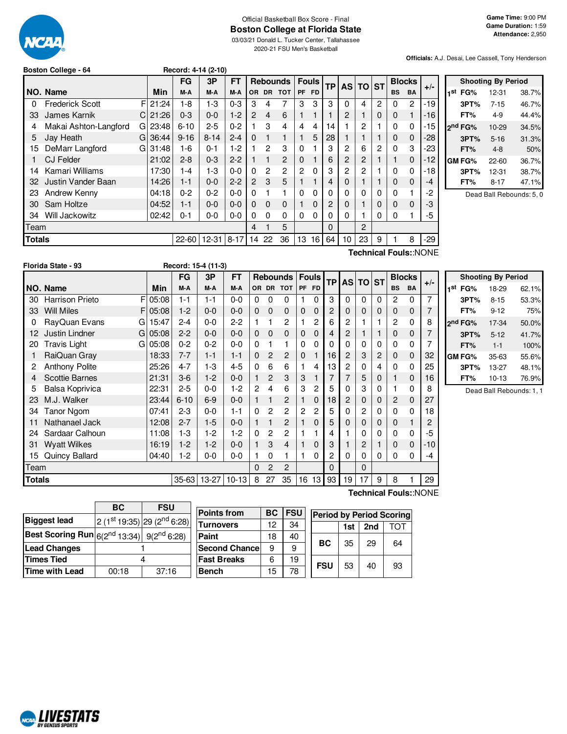# Official Basketball Box Score - Final

## Boston College at Florida State

03/03/21 Donald L. Tucker Center, Tallahassee
2020-21 FSU Men's Basketball

**Game Time:** 9:00 PM
**Game Duration:** 1:59
**Attendance:** 2,950

**Officials:** A.J. Desai, Lee Cassell, Tony Henderson

### Boston College - 64 — Record: 4-14 (2-10)

| NO. | Name | | Min | FG M-A | 3P M-A | FT M-A | OR | DR | TOT | PF | FD | TP | AS | TO | ST | BS | BA | +/- |
|---|---|---|---|---|---|---|---|---|---|---|---|---|---|---|---|---|---|---|
| 0 | Frederick Scott | F | 21:24 | 1-8 | 1-3 | 0-3 | 3 | 4 | 7 | 3 | 3 | 3 | 0 | 4 | 2 | 0 | 2 | -19 |
| 33 | James Karnik | C | 21:26 | 0-3 | 0-0 | 1-2 | 2 | 4 | 6 | 1 | 1 | 1 | 2 | 1 | 0 | 0 | 1 | -16 |
| 4 | Makai Ashton-Langford | G | 23:48 | 6-10 | 2-5 | 0-2 | 1 | 3 | 4 | 4 | 4 | 14 | 1 | 2 | 1 | 0 | 0 | -15 |
| 5 | Jay Heath | G | 36:44 | 9-16 | 8-14 | 2-4 | 0 | 1 | 1 | 1 | 5 | 28 | 1 | 1 | 1 | 0 | 0 | -28 |
| 15 | DeMarr Langford | G | 31:48 | 1-6 | 0-1 | 1-2 | 1 | 2 | 3 | 0 | 1 | 3 | 2 | 6 | 2 | 0 | 3 | -23 |
| 1 | CJ Felder | | 21:02 | 2-8 | 0-3 | 2-2 | 1 | 1 | 2 | 0 | 1 | 6 | 2 | 2 | 1 | 1 | 0 | -12 |
| 14 | Kamari Williams | | 17:30 | 1-4 | 1-3 | 0-0 | 0 | 2 | 2 | 2 | 0 | 3 | 2 | 2 | 1 | 0 | 0 | -18 |
| 32 | Justin Vander Baan | | 14:26 | 1-1 | 0-0 | 2-2 | 2 | 3 | 5 | 1 | 1 | 4 | 0 | 1 | 1 | 0 | 0 | -4 |
| 23 | Andrew Kenny | | 04:18 | 0-2 | 0-2 | 0-0 | 0 | 1 | 1 | 0 | 0 | 0 | 0 | 0 | 0 | 0 | 1 | -2 |
| 30 | Sam Holtze | | 04:52 | 1-1 | 0-0 | 0-0 | 0 | 0 | 0 | 1 | 0 | 2 | 0 | 1 | 0 | 0 | 0 | -3 |
| 34 | Will Jackowitz | | 02:42 | 0-1 | 0-0 | 0-0 | 0 | 0 | 0 | 0 | 0 | 0 | 0 | 1 | 0 | 0 | 1 | -5 |
| | Team | | | | | | 4 | 1 | 5 | | | 0 | | 2 | | | | |
| | **Totals** | | | 22-60 | 12-31 | 8-17 | 14 | 22 | 36 | 13 | 16 | 64 | 10 | 23 | 9 | 1 | 8 | -29 |

**Technical Fouls:**:NONE

| Shooting By Period | | |
|---|---|---|
| 1st FG% | 12-31 | 38.7% |
| 3PT% | 7-15 | 46.7% |
| FT% | 4-9 | 44.4% |
| 2nd FG% | 10-29 | 34.5% |
| 3PT% | 5-16 | 31.3% |
| FT% | 4-8 | 50% |
| GM FG% | 22-60 | 36.7% |
| 3PT% | 12-31 | 38.7% |
| FT% | 8-17 | 47.1% |

Dead Ball Rebounds: 5, 0

### Florida State - 93 — Record: 15-4 (11-3)

| NO. | Name | | Min | FG M-A | 3P M-A | FT M-A | OR | DR | TOT | PF | FD | TP | AS | TO | ST | BS | BA | +/- |
|---|---|---|---|---|---|---|---|---|---|---|---|---|---|---|---|---|---|---|
| 30 | Harrison Prieto | F | 05:08 | 1-1 | 1-1 | 0-0 | 0 | 0 | 0 | 1 | 0 | 3 | 0 | 0 | 0 | 2 | 0 | 7 |
| 33 | Will Miles | F | 05:08 | 1-2 | 0-0 | 0-0 | 0 | 0 | 0 | 0 | 0 | 2 | 0 | 0 | 0 | 0 | 0 | 7 |
| 0 | RayQuan Evans | G | 15:47 | 2-4 | 0-0 | 2-2 | 1 | 1 | 2 | 1 | 2 | 6 | 2 | 1 | 1 | 2 | 0 | 8 |
| 12 | Justin Lindner | G | 05:08 | 2-2 | 0-0 | 0-0 | 0 | 0 | 0 | 0 | 0 | 4 | 2 | 1 | 1 | 0 | 0 | 7 |
| 20 | Travis Light | G | 05:08 | 0-2 | 0-2 | 0-0 | 0 | 1 | 1 | 0 | 0 | 0 | 0 | 0 | 0 | 0 | 0 | 7 |
| 1 | RaiQuan Gray | | 18:33 | 7-7 | 1-1 | 1-1 | 0 | 2 | 2 | 0 | 1 | 16 | 2 | 3 | 2 | 0 | 0 | 32 |
| 2 | Anthony Polite | | 25:26 | 4-7 | 1-3 | 4-5 | 0 | 6 | 6 | 1 | 4 | 13 | 2 | 0 | 4 | 0 | 0 | 25 |
| 4 | Scottie Barnes | | 21:31 | 3-6 | 1-2 | 0-0 | 1 | 2 | 3 | 3 | 1 | 7 | 7 | 5 | 0 | 1 | 0 | 16 |
| 5 | Balsa Koprivica | | 22:31 | 2-5 | 0-0 | 1-2 | 2 | 4 | 6 | 3 | 2 | 5 | 0 | 3 | 0 | 1 | 0 | 8 |
| 23 | M.J. Walker | | 23:44 | 6-10 | 6-9 | 0-0 | 1 | 1 | 2 | 1 | 0 | 18 | 2 | 0 | 0 | 2 | 0 | 27 |
| 34 | Tanor Ngom | | 07:41 | 2-3 | 0-0 | 1-1 | 0 | 2 | 2 | 2 | 2 | 5 | 0 | 2 | 0 | 0 | 0 | 18 |
| 11 | Nathanael Jack | | 12:08 | 2-7 | 1-5 | 0-0 | 1 | 1 | 2 | 1 | 0 | 5 | 0 | 0 | 0 | 0 | 1 | 2 |
| 24 | Sardaar Calhoun | | 11:08 | 1-3 | 1-2 | 1-2 | 0 | 2 | 2 | 1 | 1 | 4 | 1 | 0 | 0 | 0 | 0 | -5 |
| 31 | Wyatt Wilkes | | 16:19 | 1-2 | 1-2 | 0-0 | 1 | 3 | 4 | 1 | 0 | 3 | 1 | 2 | 1 | 0 | 0 | -10 |
| 15 | Quincy Ballard | | 04:40 | 1-2 | 0-0 | 0-0 | 1 | 0 | 1 | 1 | 0 | 2 | 0 | 0 | 0 | 0 | 0 | -4 |
| | Team | | | | | | 0 | 2 | 2 | | | 0 | | 0 | | | | |
| | **Totals** | | | 35-63 | 13-27 | 10-13 | 8 | 27 | 35 | 16 | 13 | 93 | 19 | 17 | 9 | 8 | 1 | 29 |

**Technical Fouls:**:NONE

| Shooting By Period | | |
|---|---|---|
| 1st FG% | 18-29 | 62.1% |
| 3PT% | 8-15 | 53.3% |
| FT% | 9-12 | 75% |
| 2nd FG% | 17-34 | 50.0% |
| 3PT% | 5-12 | 41.7% |
| FT% | 1-1 | 100% |
| GM FG% | 35-63 | 55.6% |
| 3PT% | 13-27 | 48.1% |
| FT% | 10-13 | 76.9% |

Dead Ball Rebounds: 1, 1

| | BC | FSU |
|---|---|---|
| Biggest lead | 2 (1st 19:35) | 29 (2nd 6:28) |
| Best Scoring Run | 6(2nd 13:34) | 9(2nd 6:28) |
| Lead Changes | 1 | |
| Times Tied | 4 | |
| Time with Lead | 00:18 | 37:16 |

| Points from | BC | FSU |
|---|---|---|
| Turnovers | 12 | 34 |
| Paint | 18 | 40 |
| Second Chance | 9 | 9 |
| Fast Breaks | 6 | 19 |
| Bench | 15 | 78 |

| Period by Period Scoring | 1st | 2nd | TOT |
|---|---|---|---|
| BC | 35 | 29 | 64 |
| FSU | 53 | 40 | 93 |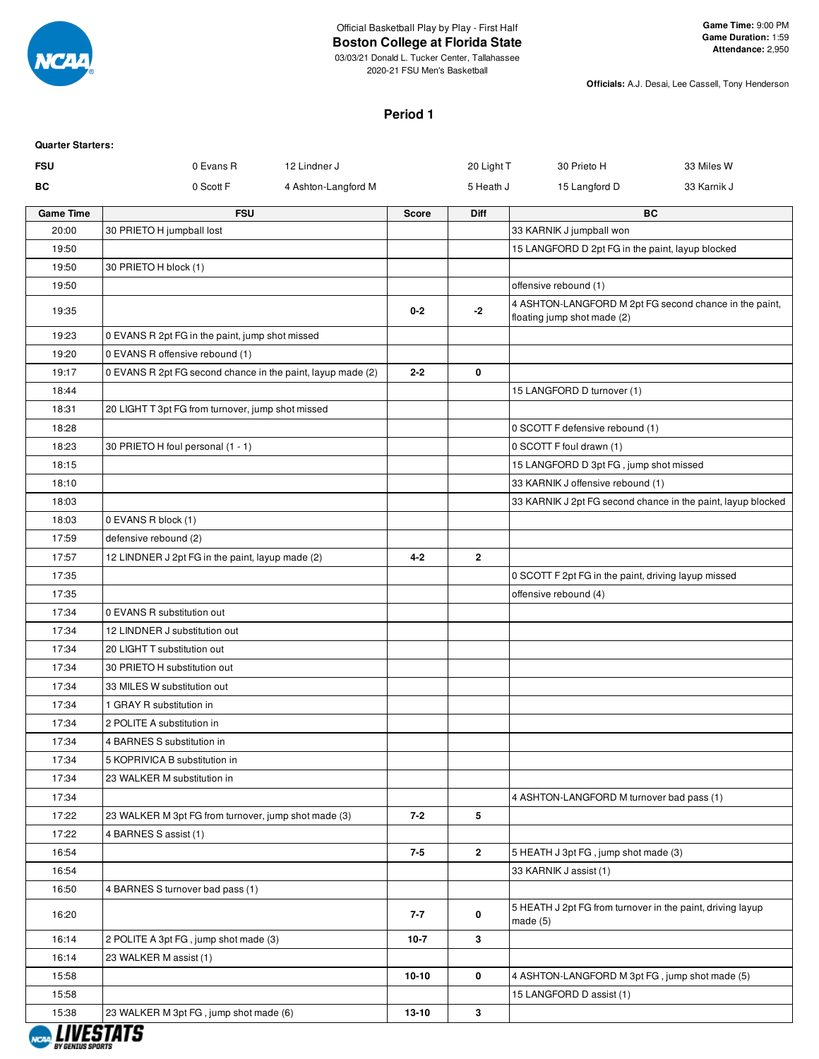Official Basketball Play by Play - First Half

## Boston College at Florida State

03/03/21 Donald L. Tucker Center, Tallahassee
2020-21 FSU Men's Basketball

**Game Time:** 9:00 PM
**Game Duration:** 1:59
**Attendance:** 2,950

**Officials:** A.J. Desai, Lee Cassell, Tony Henderson

### Period 1

**Quarter Starters:**

| | | | | | |
|---|---|---|---|---|---|
| **FSU** | 0 Evans R | 12 Lindner J | 20 Light T | 30 Prieto H | 33 Miles W |
| **BC** | 0 Scott F | 4 Ashton-Langford M | 5 Heath J | 15 Langford D | 33 Karnik J |

| Game Time | FSU | Score | Diff | BC |
|---|---|---|---|---|
| 20:00 | 30 PRIETO H jumpball lost | | | 33 KARNIK J jumpball won |
| 19:50 | | | | 15 LANGFORD D 2pt FG in the paint, layup blocked |
| 19:50 | 30 PRIETO H block (1) | | | |
| 19:50 | | | | offensive rebound (1) |
| 19:35 | | 0-2 | -2 | 4 ASHTON-LANGFORD M 2pt FG second chance in the paint, floating jump shot made (2) |
| 19:23 | 0 EVANS R 2pt FG in the paint, jump shot missed | | | |
| 19:20 | 0 EVANS R offensive rebound (1) | | | |
| 19:17 | 0 EVANS R 2pt FG second chance in the paint, layup made (2) | 2-2 | 0 | |
| 18:44 | | | | 15 LANGFORD D turnover (1) |
| 18:31 | 20 LIGHT T 3pt FG from turnover, jump shot missed | | | |
| 18:28 | | | | 0 SCOTT F defensive rebound (1) |
| 18:23 | 30 PRIETO H foul personal (1 - 1) | | | 0 SCOTT F foul drawn (1) |
| 18:15 | | | | 15 LANGFORD D 3pt FG , jump shot missed |
| 18:10 | | | | 33 KARNIK J offensive rebound (1) |
| 18:03 | | | | 33 KARNIK J 2pt FG second chance in the paint, layup blocked |
| 18:03 | 0 EVANS R block (1) | | | |
| 17:59 | defensive rebound (2) | | | |
| 17:57 | 12 LINDNER J 2pt FG in the paint, layup made (2) | 4-2 | 2 | |
| 17:35 | | | | 0 SCOTT F 2pt FG in the paint, driving layup missed |
| 17:35 | | | | offensive rebound (4) |
| 17:34 | 0 EVANS R substitution out | | | |
| 17:34 | 12 LINDNER J substitution out | | | |
| 17:34 | 20 LIGHT T substitution out | | | |
| 17:34 | 30 PRIETO H substitution out | | | |
| 17:34 | 33 MILES W substitution out | | | |
| 17:34 | 1 GRAY R substitution in | | | |
| 17:34 | 2 POLITE A substitution in | | | |
| 17:34 | 4 BARNES S substitution in | | | |
| 17:34 | 5 KOPRIVICA B substitution in | | | |
| 17:34 | 23 WALKER M substitution in | | | |
| 17:34 | | | | 4 ASHTON-LANGFORD M turnover bad pass (1) |
| 17:22 | 23 WALKER M 3pt FG from turnover, jump shot made (3) | 7-2 | 5 | |
| 17:22 | 4 BARNES S assist (1) | | | |
| 16:54 | | 7-5 | 2 | 5 HEATH J 3pt FG , jump shot made (3) |
| 16:54 | | | | 33 KARNIK J assist (1) |
| 16:50 | 4 BARNES S turnover bad pass (1) | | | |
| 16:20 | | 7-7 | 0 | 5 HEATH J 2pt FG from turnover in the paint, driving layup made (5) |
| 16:14 | 2 POLITE A 3pt FG , jump shot made (3) | 10-7 | 3 | |
| 16:14 | 23 WALKER M assist (1) | | | |
| 15:58 | | 10-10 | 0 | 4 ASHTON-LANGFORD M 3pt FG , jump shot made (5) |
| 15:58 | | | | 15 LANGFORD D assist (1) |
| 15:38 | 23 WALKER M 3pt FG , jump shot made (6) | 13-10 | 3 | |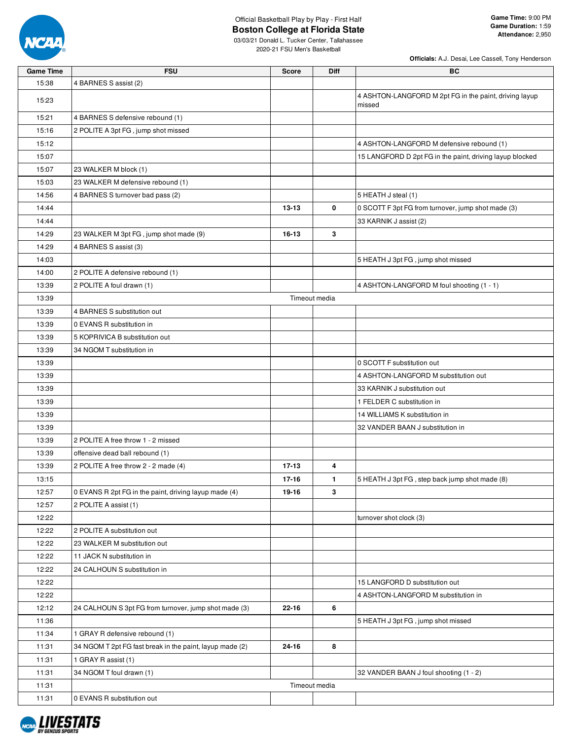Official Basketball Play by Play - First Half

# Boston College at Florida State

03/03/21 Donald L. Tucker Center, Tallahassee
2020-21 FSU Men's Basketball

**Game Time:** 9:00 PM
**Game Duration:** 1:59
**Attendance:** 2,950

**Officials:** A.J. Desai, Lee Cassell, Tony Henderson

| Game Time | FSU | Score | Diff | BC |
|---|---|---|---|---|
| 15:38 | 4 BARNES S assist (2) | | | |
| 15:23 | | | | 4 ASHTON-LANGFORD M 2pt FG in the paint, driving layup missed |
| 15:21 | 4 BARNES S defensive rebound (1) | | | |
| 15:16 | 2 POLITE A 3pt FG , jump shot missed | | | |
| 15:12 | | | | 4 ASHTON-LANGFORD M defensive rebound (1) |
| 15:07 | | | | 15 LANGFORD D 2pt FG in the paint, driving layup blocked |
| 15:07 | 23 WALKER M block (1) | | | |
| 15:03 | 23 WALKER M defensive rebound (1) | | | |
| 14:56 | 4 BARNES S turnover bad pass (2) | | | 5 HEATH J steal (1) |
| 14:44 | | 13-13 | 0 | 0 SCOTT F 3pt FG from turnover, jump shot made (3) |
| 14:44 | | | | 33 KARNIK J assist (2) |
| 14:29 | 23 WALKER M 3pt FG , jump shot made (9) | 16-13 | 3 | |
| 14:29 | 4 BARNES S assist (3) | | | |
| 14:03 | | | | 5 HEATH J 3pt FG , jump shot missed |
| 14:00 | 2 POLITE A defensive rebound (1) | | | |
| 13:39 | 2 POLITE A foul drawn (1) | | | 4 ASHTON-LANGFORD M foul shooting (1 - 1) |
| 13:39 | Timeout media | | | |
| 13:39 | 4 BARNES S substitution out | | | |
| 13:39 | 0 EVANS R substitution in | | | |
| 13:39 | 5 KOPRIVICA B substitution out | | | |
| 13:39 | 34 NGOM T substitution in | | | |
| 13:39 | | | | 0 SCOTT F substitution out |
| 13:39 | | | | 4 ASHTON-LANGFORD M substitution out |
| 13:39 | | | | 33 KARNIK J substitution out |
| 13:39 | | | | 1 FELDER C substitution in |
| 13:39 | | | | 14 WILLIAMS K substitution in |
| 13:39 | | | | 32 VANDER BAAN J substitution in |
| 13:39 | 2 POLITE A free throw 1 - 2 missed | | | |
| 13:39 | offensive dead ball rebound (1) | | | |
| 13:39 | 2 POLITE A free throw 2 - 2 made (4) | 17-13 | 4 | |
| 13:15 | | 17-16 | 1 | 5 HEATH J 3pt FG , step back jump shot made (8) |
| 12:57 | 0 EVANS R 2pt FG in the paint, driving layup made (4) | 19-16 | 3 | |
| 12:57 | 2 POLITE A assist (1) | | | |
| 12:22 | | | | turnover shot clock (3) |
| 12:22 | 2 POLITE A substitution out | | | |
| 12:22 | 23 WALKER M substitution out | | | |
| 12:22 | 11 JACK N substitution in | | | |
| 12:22 | 24 CALHOUN S substitution in | | | |
| 12:22 | | | | 15 LANGFORD D substitution out |
| 12:22 | | | | 4 ASHTON-LANGFORD M substitution in |
| 12:12 | 24 CALHOUN S 3pt FG from turnover, jump shot made (3) | 22-16 | 6 | |
| 11:36 | | | | 5 HEATH J 3pt FG , jump shot missed |
| 11:34 | 1 GRAY R defensive rebound (1) | | | |
| 11:31 | 34 NGOM T 2pt FG fast break in the paint, layup made (2) | 24-16 | 8 | |
| 11:31 | 1 GRAY R assist (1) | | | |
| 11:31 | 34 NGOM T foul drawn (1) | | | 32 VANDER BAAN J foul shooting (1 - 2) |
| 11:31 | Timeout media | | | |
| 11:31 | 0 EVANS R substitution out | | | |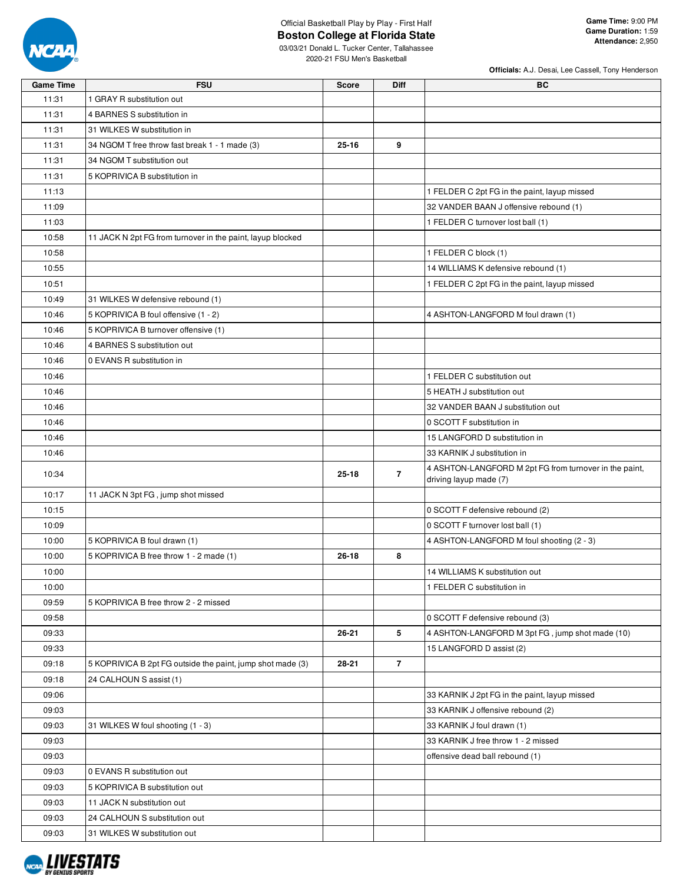Official Basketball Play by Play - First Half

# Boston College at Florida State

03/03/21 Donald L. Tucker Center, Tallahassee
2020-21 FSU Men's Basketball

**Game Time:** 9:00 PM
**Game Duration:** 1:59
**Attendance:** 2,950

**Officials:** A.J. Desai, Lee Cassell, Tony Henderson

| Game Time | FSU | Score | Diff | BC |
|---|---|---|---|---|
| 11:31 | 1 GRAY R substitution out | | | |
| 11:31 | 4 BARNES S substitution in | | | |
| 11:31 | 31 WILKES W substitution in | | | |
| 11:31 | 34 NGOM T free throw fast break 1 - 1 made (3) | 25-16 | 9 | |
| 11:31 | 34 NGOM T substitution out | | | |
| 11:31 | 5 KOPRIVICA B substitution in | | | |
| 11:13 | | | | 1 FELDER C 2pt FG in the paint, layup missed |
| 11:09 | | | | 32 VANDER BAAN J offensive rebound (1) |
| 11:03 | | | | 1 FELDER C turnover lost ball (1) |
| 10:58 | 11 JACK N 2pt FG from turnover in the paint, layup blocked | | | |
| 10:58 | | | | 1 FELDER C block (1) |
| 10:55 | | | | 14 WILLIAMS K defensive rebound (1) |
| 10:51 | | | | 1 FELDER C 2pt FG in the paint, layup missed |
| 10:49 | 31 WILKES W defensive rebound (1) | | | |
| 10:46 | 5 KOPRIVICA B foul offensive (1 - 2) | | | 4 ASHTON-LANGFORD M foul drawn (1) |
| 10:46 | 5 KOPRIVICA B turnover offensive (1) | | | |
| 10:46 | 4 BARNES S substitution out | | | |
| 10:46 | 0 EVANS R substitution in | | | |
| 10:46 | | | | 1 FELDER C substitution out |
| 10:46 | | | | 5 HEATH J substitution out |
| 10:46 | | | | 32 VANDER BAAN J substitution out |
| 10:46 | | | | 0 SCOTT F substitution in |
| 10:46 | | | | 15 LANGFORD D substitution in |
| 10:46 | | | | 33 KARNIK J substitution in |
| 10:34 | | 25-18 | 7 | 4 ASHTON-LANGFORD M 2pt FG from turnover in the paint, driving layup made (7) |
| 10:17 | 11 JACK N 3pt FG , jump shot missed | | | |
| 10:15 | | | | 0 SCOTT F defensive rebound (2) |
| 10:09 | | | | 0 SCOTT F turnover lost ball (1) |
| 10:00 | 5 KOPRIVICA B foul drawn (1) | | | 4 ASHTON-LANGFORD M foul shooting (2 - 3) |
| 10:00 | 5 KOPRIVICA B free throw 1 - 2 made (1) | 26-18 | 8 | |
| 10:00 | | | | 14 WILLIAMS K substitution out |
| 10:00 | | | | 1 FELDER C substitution in |
| 09:59 | 5 KOPRIVICA B free throw 2 - 2 missed | | | |
| 09:58 | | | | 0 SCOTT F defensive rebound (3) |
| 09:33 | | 26-21 | 5 | 4 ASHTON-LANGFORD M 3pt FG , jump shot made (10) |
| 09:33 | | | | 15 LANGFORD D assist (2) |
| 09:18 | 5 KOPRIVICA B 2pt FG outside the paint, jump shot made (3) | 28-21 | 7 | |
| 09:18 | 24 CALHOUN S assist (1) | | | |
| 09:06 | | | | 33 KARNIK J 2pt FG in the paint, layup missed |
| 09:03 | | | | 33 KARNIK J offensive rebound (2) |
| 09:03 | 31 WILKES W foul shooting (1 - 3) | | | 33 KARNIK J foul drawn (1) |
| 09:03 | | | | 33 KARNIK J free throw 1 - 2 missed |
| 09:03 | | | | offensive dead ball rebound (1) |
| 09:03 | 0 EVANS R substitution out | | | |
| 09:03 | 5 KOPRIVICA B substitution out | | | |
| 09:03 | 11 JACK N substitution out | | | |
| 09:03 | 24 CALHOUN S substitution out | | | |
| 09:03 | 31 WILKES W substitution out | | | |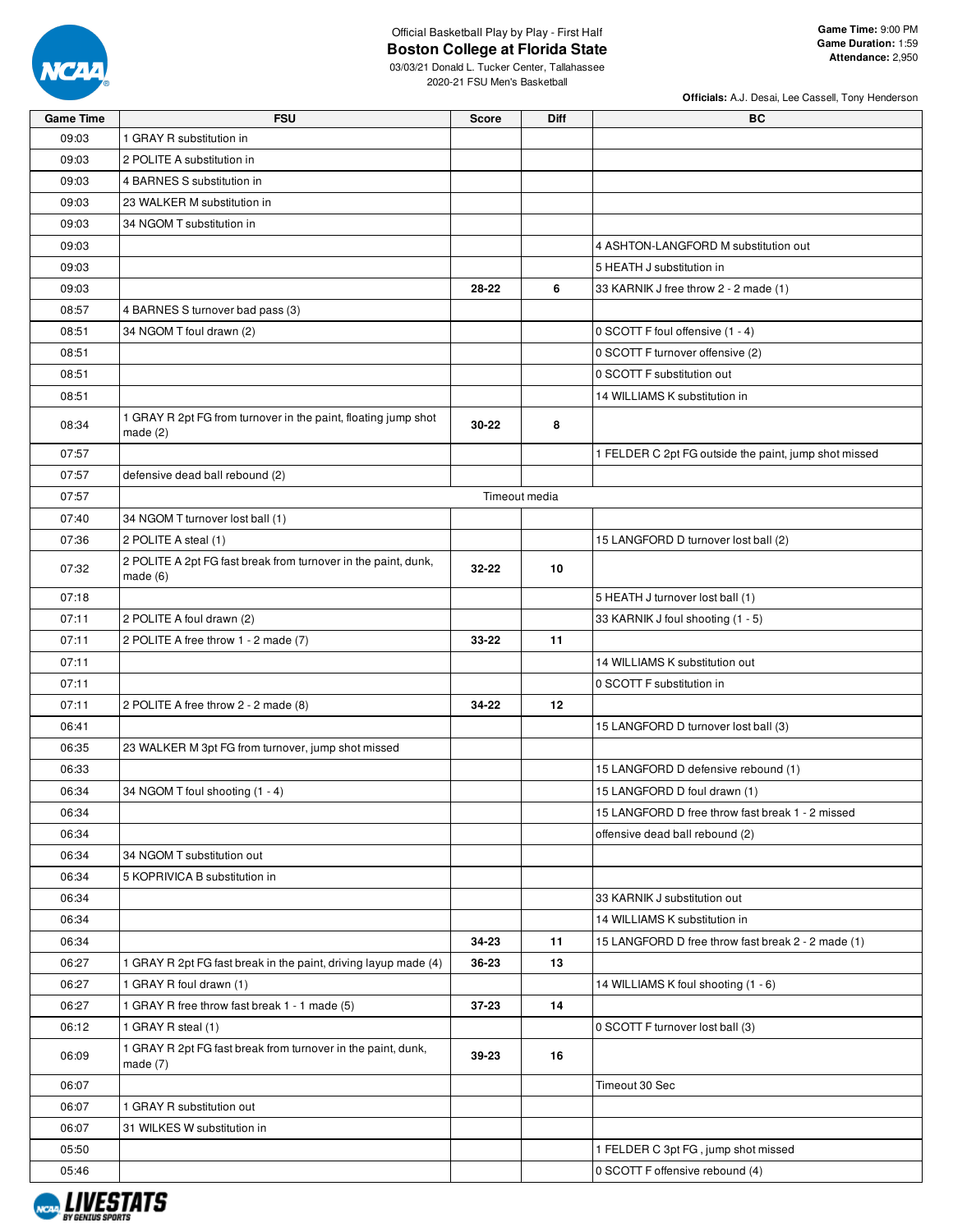Official Basketball Play by Play - First Half

**Boston College at Florida State**

03/03/21 Donald L. Tucker Center, Tallahassee

2020-21 FSU Men's Basketball

**Game Time:** 9:00 PM
**Game Duration:** 1:59
**Attendance:** 2,950

**Officials:** A.J. Desai, Lee Cassell, Tony Henderson

| Game Time | FSU | Score | Diff | BC |
|---|---|---|---|---|
| 09:03 | 1 GRAY R substitution in | | | |
| 09:03 | 2 POLITE A substitution in | | | |
| 09:03 | 4 BARNES S substitution in | | | |
| 09:03 | 23 WALKER M substitution in | | | |
| 09:03 | 34 NGOM T substitution in | | | |
| 09:03 | | | | 4 ASHTON-LANGFORD M substitution out |
| 09:03 | | | | 5 HEATH J substitution in |
| 09:03 | | 28-22 | 6 | 33 KARNIK J free throw 2 - 2 made (1) |
| 08:57 | 4 BARNES S turnover bad pass (3) | | | |
| 08:51 | 34 NGOM T foul drawn (2) | | | 0 SCOTT F foul offensive (1 - 4) |
| 08:51 | | | | 0 SCOTT F turnover offensive (2) |
| 08:51 | | | | 0 SCOTT F substitution out |
| 08:51 | | | | 14 WILLIAMS K substitution in |
| 08:34 | 1 GRAY R 2pt FG from turnover in the paint, floating jump shot made (2) | 30-22 | 8 | |
| 07:57 | | | | 1 FELDER C 2pt FG outside the paint, jump shot missed |
| 07:57 | defensive dead ball rebound (2) | | | |
| 07:57 | Timeout media | | | |
| 07:40 | 34 NGOM T turnover lost ball (1) | | | |
| 07:36 | 2 POLITE A steal (1) | | | 15 LANGFORD D turnover lost ball (2) |
| 07:32 | 2 POLITE A 2pt FG fast break from turnover in the paint, dunk, made (6) | 32-22 | 10 | |
| 07:18 | | | | 5 HEATH J turnover lost ball (1) |
| 07:11 | 2 POLITE A foul drawn (2) | | | 33 KARNIK J foul shooting (1 - 5) |
| 07:11 | 2 POLITE A free throw 1 - 2 made (7) | 33-22 | 11 | |
| 07:11 | | | | 14 WILLIAMS K substitution out |
| 07:11 | | | | 0 SCOTT F substitution in |
| 07:11 | 2 POLITE A free throw 2 - 2 made (8) | 34-22 | 12 | |
| 06:41 | | | | 15 LANGFORD D turnover lost ball (3) |
| 06:35 | 23 WALKER M 3pt FG from turnover, jump shot missed | | | |
| 06:33 | | | | 15 LANGFORD D defensive rebound (1) |
| 06:34 | 34 NGOM T foul shooting (1 - 4) | | | 15 LANGFORD D foul drawn (1) |
| 06:34 | | | | 15 LANGFORD D free throw fast break 1 - 2 missed |
| 06:34 | | | | offensive dead ball rebound (2) |
| 06:34 | 34 NGOM T substitution out | | | |
| 06:34 | 5 KOPRIVICA B substitution in | | | |
| 06:34 | | | | 33 KARNIK J substitution out |
| 06:34 | | | | 14 WILLIAMS K substitution in |
| 06:34 | | 34-23 | 11 | 15 LANGFORD D free throw fast break 2 - 2 made (1) |
| 06:27 | 1 GRAY R 2pt FG fast break in the paint, driving layup made (4) | 36-23 | 13 | |
| 06:27 | 1 GRAY R foul drawn (1) | | | 14 WILLIAMS K foul shooting (1 - 6) |
| 06:27 | 1 GRAY R free throw fast break 1 - 1 made (5) | 37-23 | 14 | |
| 06:12 | 1 GRAY R steal (1) | | | 0 SCOTT F turnover lost ball (3) |
| 06:09 | 1 GRAY R 2pt FG fast break from turnover in the paint, dunk, made (7) | 39-23 | 16 | |
| 06:07 | | | | Timeout 30 Sec |
| 06:07 | 1 GRAY R substitution out | | | |
| 06:07 | 31 WILKES W substitution in | | | |
| 05:50 | | | | 1 FELDER C 3pt FG , jump shot missed |
| 05:46 | | | | 0 SCOTT F offensive rebound (4) |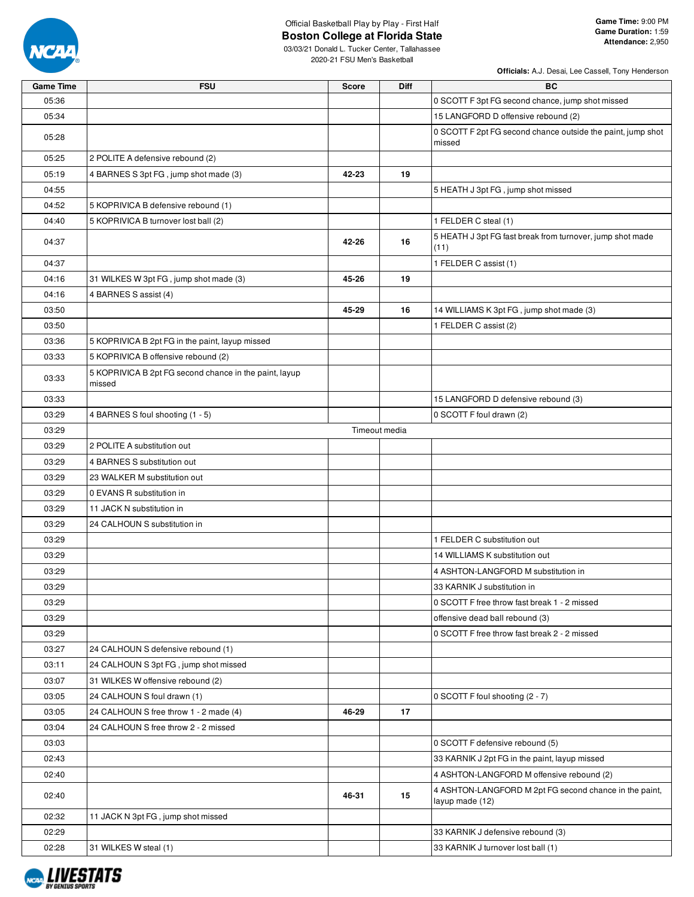Official Basketball Play by Play - First Half

# Boston College at Florida State

03/03/21 Donald L. Tucker Center, Tallahassee
2020-21 FSU Men's Basketball

**Game Time:** 9:00 PM
**Game Duration:** 1:59
**Attendance:** 2,950

**Officials:** A.J. Desai, Lee Cassell, Tony Henderson

| Game Time | FSU | Score | Diff | BC |
|---|---|---|---|---|
| 05:36 | | | | 0 SCOTT F 3pt FG second chance, jump shot missed |
| 05:34 | | | | 15 LANGFORD D offensive rebound (2) |
| 05:28 | | | | 0 SCOTT F 2pt FG second chance outside the paint, jump shot missed |
| 05:25 | 2 POLITE A defensive rebound (2) | | | |
| 05:19 | 4 BARNES S 3pt FG , jump shot made (3) | 42-23 | 19 | |
| 04:55 | | | | 5 HEATH J 3pt FG , jump shot missed |
| 04:52 | 5 KOPRIVICA B defensive rebound (1) | | | |
| 04:40 | 5 KOPRIVICA B turnover lost ball (2) | | | 1 FELDER C steal (1) |
| 04:37 | | 42-26 | 16 | 5 HEATH J 3pt FG fast break from turnover, jump shot made (11) |
| 04:37 | | | | 1 FELDER C assist (1) |
| 04:16 | 31 WILKES W 3pt FG , jump shot made (3) | 45-26 | 19 | |
| 04:16 | 4 BARNES S assist (4) | | | |
| 03:50 | | 45-29 | 16 | 14 WILLIAMS K 3pt FG , jump shot made (3) |
| 03:50 | | | | 1 FELDER C assist (2) |
| 03:36 | 5 KOPRIVICA B 2pt FG in the paint, layup missed | | | |
| 03:33 | 5 KOPRIVICA B offensive rebound (2) | | | |
| 03:33 | 5 KOPRIVICA B 2pt FG second chance in the paint, layup missed | | | |
| 03:33 | | | | 15 LANGFORD D defensive rebound (3) |
| 03:29 | 4 BARNES S foul shooting (1 - 5) | | | 0 SCOTT F foul drawn (2) |
| 03:29 | Timeout media | | | |
| 03:29 | 2 POLITE A substitution out | | | |
| 03:29 | 4 BARNES S substitution out | | | |
| 03:29 | 23 WALKER M substitution out | | | |
| 03:29 | 0 EVANS R substitution in | | | |
| 03:29 | 11 JACK N substitution in | | | |
| 03:29 | 24 CALHOUN S substitution in | | | |
| 03:29 | | | | 1 FELDER C substitution out |
| 03:29 | | | | 14 WILLIAMS K substitution out |
| 03:29 | | | | 4 ASHTON-LANGFORD M substitution in |
| 03:29 | | | | 33 KARNIK J substitution in |
| 03:29 | | | | 0 SCOTT F free throw fast break 1 - 2 missed |
| 03:29 | | | | offensive dead ball rebound (3) |
| 03:29 | | | | 0 SCOTT F free throw fast break 2 - 2 missed |
| 03:27 | 24 CALHOUN S defensive rebound (1) | | | |
| 03:11 | 24 CALHOUN S 3pt FG , jump shot missed | | | |
| 03:07 | 31 WILKES W offensive rebound (2) | | | |
| 03:05 | 24 CALHOUN S foul drawn (1) | | | 0 SCOTT F foul shooting (2 - 7) |
| 03:05 | 24 CALHOUN S free throw 1 - 2 made (4) | 46-29 | 17 | |
| 03:04 | 24 CALHOUN S free throw 2 - 2 missed | | | |
| 03:03 | | | | 0 SCOTT F defensive rebound (5) |
| 02:43 | | | | 33 KARNIK J 2pt FG in the paint, layup missed |
| 02:40 | | | | 4 ASHTON-LANGFORD M offensive rebound (2) |
| 02:40 | | 46-31 | 15 | 4 ASHTON-LANGFORD M 2pt FG second chance in the paint, layup made (12) |
| 02:32 | 11 JACK N 3pt FG , jump shot missed | | | |
| 02:29 | | | | 33 KARNIK J defensive rebound (3) |
| 02:28 | 31 WILKES W steal (1) | | | 33 KARNIK J turnover lost ball (1) |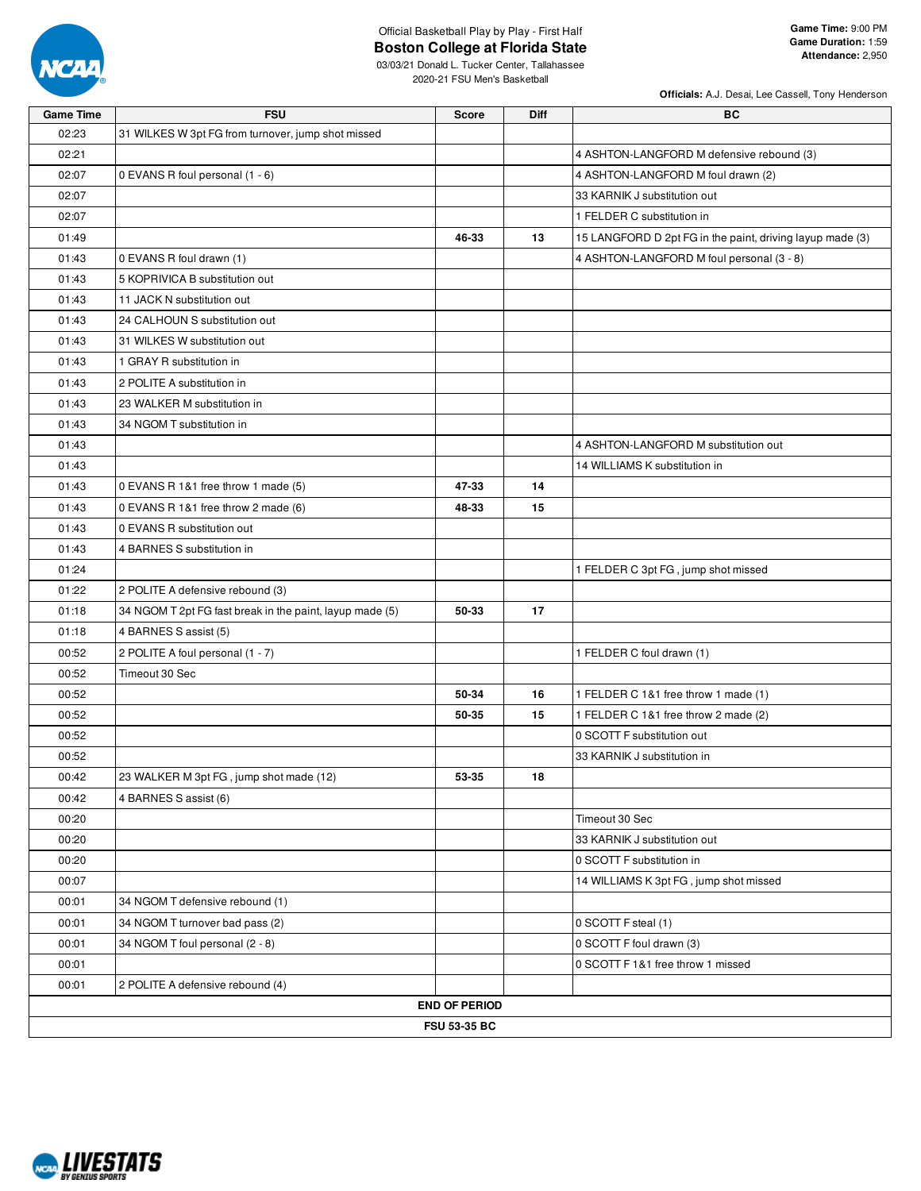Official Basketball Play by Play - First Half

## Boston College at Florida State

03/03/21 Donald L. Tucker Center, Tallahassee
2020-21 FSU Men's Basketball

**Game Time:** 9:00 PM
**Game Duration:** 1:59
**Attendance:** 2,950

**Officials:** A.J. Desai, Lee Cassell, Tony Henderson

| Game Time | FSU | Score | Diff | BC |
|---|---|---|---|---|
| 02:23 | 31 WILKES W 3pt FG from turnover, jump shot missed | | | |
| 02:21 | | | | 4 ASHTON-LANGFORD M defensive rebound (3) |
| 02:07 | 0 EVANS R foul personal (1 - 6) | | | 4 ASHTON-LANGFORD M foul drawn (2) |
| 02:07 | | | | 33 KARNIK J substitution out |
| 02:07 | | | | 1 FELDER C substitution in |
| 01:49 | | 46-33 | 13 | 15 LANGFORD D 2pt FG in the paint, driving layup made (3) |
| 01:43 | 0 EVANS R foul drawn (1) | | | 4 ASHTON-LANGFORD M foul personal (3 - 8) |
| 01:43 | 5 KOPRIVICA B substitution out | | | |
| 01:43 | 11 JACK N substitution out | | | |
| 01:43 | 24 CALHOUN S substitution out | | | |
| 01:43 | 31 WILKES W substitution out | | | |
| 01:43 | 1 GRAY R substitution in | | | |
| 01:43 | 2 POLITE A substitution in | | | |
| 01:43 | 23 WALKER M substitution in | | | |
| 01:43 | 34 NGOM T substitution in | | | |
| 01:43 | | | | 4 ASHTON-LANGFORD M substitution out |
| 01:43 | | | | 14 WILLIAMS K substitution in |
| 01:43 | 0 EVANS R 1&1 free throw 1 made (5) | 47-33 | 14 | |
| 01:43 | 0 EVANS R 1&1 free throw 2 made (6) | 48-33 | 15 | |
| 01:43 | 0 EVANS R substitution out | | | |
| 01:43 | 4 BARNES S substitution in | | | |
| 01:24 | | | | 1 FELDER C 3pt FG , jump shot missed |
| 01:22 | 2 POLITE A defensive rebound (3) | | | |
| 01:18 | 34 NGOM T 2pt FG fast break in the paint, layup made (5) | 50-33 | 17 | |
| 01:18 | 4 BARNES S assist (5) | | | |
| 00:52 | 2 POLITE A foul personal (1 - 7) | | | 1 FELDER C foul drawn (1) |
| 00:52 | Timeout 30 Sec | | | |
| 00:52 | | 50-34 | 16 | 1 FELDER C 1&1 free throw 1 made (1) |
| 00:52 | | 50-35 | 15 | 1 FELDER C 1&1 free throw 2 made (2) |
| 00:52 | | | | 0 SCOTT F substitution out |
| 00:52 | | | | 33 KARNIK J substitution in |
| 00:42 | 23 WALKER M 3pt FG , jump shot made (12) | 53-35 | 18 | |
| 00:42 | 4 BARNES S assist (6) | | | |
| 00:20 | | | | Timeout 30 Sec |
| 00:20 | | | | 33 KARNIK J substitution out |
| 00:20 | | | | 0 SCOTT F substitution in |
| 00:07 | | | | 14 WILLIAMS K 3pt FG , jump shot missed |
| 00:01 | 34 NGOM T defensive rebound (1) | | | |
| 00:01 | 34 NGOM T turnover bad pass (2) | | | 0 SCOTT F steal (1) |
| 00:01 | 34 NGOM T foul personal (2 - 8) | | | 0 SCOTT F foul drawn (3) |
| 00:01 | | | | 0 SCOTT F 1&1 free throw 1 missed |
| 00:01 | 2 POLITE A defensive rebound (4) | | | |
| **END OF PERIOD** | | | | |
| **FSU 53-35 BC** | | | | |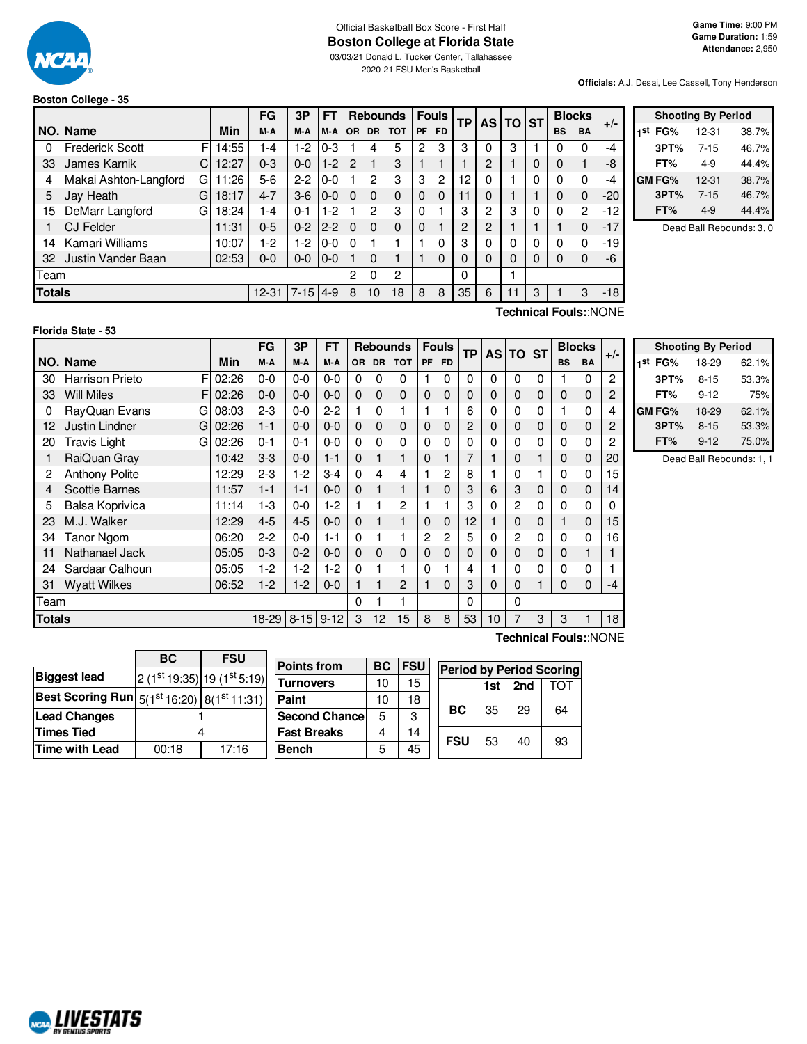Official Basketball Box Score - First Half

# Boston College at Florida State

03/03/21 Donald L. Tucker Center, Tallahassee

2020-21 FSU Men's Basketball

**Game Time:** 9:00 PM
**Game Duration:** 1:59
**Attendance:** 2,950

**Officials:** A.J. Desai, Lee Cassell, Tony Henderson

### Boston College - 35

| NO. | Name | | Min | FG M-A | 3P M-A | FT M-A | OR | DR | TOT | PF | FD | TP | AS | TO | ST | BS | BA | +/- |
|---|---|---|---|---|---|---|---|---|---|---|---|---|---|---|---|---|---|---|
| 0 | Frederick Scott | F | 14:55 | 1-4 | 1-2 | 0-3 | 1 | 4 | 5 | 2 | 3 | 3 | 0 | 3 | 1 | 0 | 0 | -4 |
| 33 | James Karnik | C | 12:27 | 0-3 | 0-0 | 1-2 | 2 | 1 | 3 | 1 | 1 | 1 | 2 | 1 | 0 | 0 | 1 | -8 |
| 4 | Makai Ashton-Langford | G | 11:26 | 5-6 | 2-2 | 0-0 | 1 | 2 | 3 | 3 | 2 | 12 | 0 | 1 | 0 | 0 | 0 | -4 |
| 5 | Jay Heath | G | 18:17 | 4-7 | 3-6 | 0-0 | 0 | 0 | 0 | 0 | 0 | 11 | 0 | 1 | 1 | 0 | 0 | -20 |
| 15 | DeMarr Langford | G | 18:24 | 1-4 | 0-1 | 1-2 | 1 | 2 | 3 | 0 | 1 | 3 | 2 | 3 | 0 | 0 | 2 | -12 |
| 1 | CJ Felder | | 11:31 | 0-5 | 0-2 | 2-2 | 0 | 0 | 0 | 0 | 1 | 2 | 2 | 1 | 1 | 1 | 0 | -17 |
| 14 | Kamari Williams | | 10:07 | 1-2 | 1-2 | 0-0 | 0 | 1 | 1 | 1 | 0 | 3 | 0 | 0 | 0 | 0 | 0 | -19 |
| 32 | Justin Vander Baan | | 02:53 | 0-0 | 0-0 | 0-0 | 1 | 0 | 1 | 1 | 0 | 0 | 0 | 0 | 0 | 0 | 0 | -6 |
| | Team | | | | | | 2 | 0 | 2 | | | 0 | | 1 | | | | |
| | **Totals** | | | 12-31 | 7-15 | 4-9 | 8 | 10 | 18 | 8 | 8 | 35 | 6 | 11 | 3 | 1 | 3 | -18 |

**Technical Fouls:**:NONE

| Shooting By Period | | |
|---|---|---|
| 1st FG% | 12-31 | 38.7% |
| 3PT% | 7-15 | 46.7% |
| FT% | 4-9 | 44.4% |
| GM FG% | 12-31 | 38.7% |
| 3PT% | 7-15 | 46.7% |
| FT% | 4-9 | 44.4% |

Dead Ball Rebounds: 3, 0

### Florida State - 53

| NO. | Name | | Min | FG M-A | 3P M-A | FT M-A | OR | DR | TOT | PF | FD | TP | AS | TO | ST | BS | BA | +/- |
|---|---|---|---|---|---|---|---|---|---|---|---|---|---|---|---|---|---|---|
| 30 | Harrison Prieto | F | 02:26 | 0-0 | 0-0 | 0-0 | 0 | 0 | 0 | 1 | 0 | 0 | 0 | 0 | 0 | 1 | 0 | 2 |
| 33 | Will Miles | F | 02:26 | 0-0 | 0-0 | 0-0 | 0 | 0 | 0 | 0 | 0 | 0 | 0 | 0 | 0 | 0 | 0 | 2 |
| 0 | RayQuan Evans | G | 08:03 | 2-3 | 0-0 | 2-2 | 1 | 0 | 1 | 1 | 1 | 6 | 0 | 0 | 0 | 1 | 0 | 4 |
| 12 | Justin Lindner | G | 02:26 | 1-1 | 0-0 | 0-0 | 0 | 0 | 0 | 0 | 0 | 2 | 0 | 0 | 0 | 0 | 0 | 2 |
| 20 | Travis Light | G | 02:26 | 0-1 | 0-1 | 0-0 | 0 | 0 | 0 | 0 | 0 | 0 | 0 | 0 | 0 | 0 | 0 | 2 |
| 1 | RaiQuan Gray | | 10:42 | 3-3 | 0-0 | 1-1 | 0 | 1 | 1 | 0 | 1 | 7 | 1 | 0 | 1 | 0 | 0 | 20 |
| 2 | Anthony Polite | | 12:29 | 2-3 | 1-2 | 3-4 | 0 | 4 | 4 | 1 | 2 | 8 | 1 | 0 | 1 | 0 | 0 | 15 |
| 4 | Scottie Barnes | | 11:57 | 1-1 | 1-1 | 0-0 | 0 | 1 | 1 | 1 | 0 | 3 | 6 | 3 | 0 | 0 | 0 | 14 |
| 5 | Balsa Koprivica | | 11:14 | 1-3 | 0-0 | 1-2 | 1 | 1 | 2 | 1 | 1 | 3 | 0 | 2 | 0 | 0 | 0 | 0 |
| 23 | M.J. Walker | | 12:29 | 4-5 | 4-5 | 0-0 | 0 | 1 | 1 | 0 | 0 | 12 | 1 | 0 | 0 | 1 | 0 | 15 |
| 34 | Tanor Ngom | | 06:20 | 2-2 | 0-0 | 1-1 | 0 | 1 | 1 | 2 | 2 | 5 | 0 | 2 | 0 | 0 | 0 | 16 |
| 11 | Nathanael Jack | | 05:05 | 0-3 | 0-2 | 0-0 | 0 | 0 | 0 | 0 | 0 | 0 | 0 | 0 | 0 | 0 | 1 | 1 |
| 24 | Sardaar Calhoun | | 05:05 | 1-2 | 1-2 | 1-2 | 0 | 1 | 1 | 0 | 1 | 4 | 1 | 0 | 0 | 0 | 0 | 1 |
| 31 | Wyatt Wilkes | | 06:52 | 1-2 | 1-2 | 0-0 | 1 | 1 | 2 | 1 | 0 | 3 | 0 | 0 | 1 | 0 | 0 | -4 |
| | Team | | | | | | 0 | 1 | 1 | | | 0 | | 0 | | | | |
| | **Totals** | | | 18-29 | 8-15 | 9-12 | 3 | 12 | 15 | 8 | 8 | 53 | 10 | 7 | 3 | 3 | 1 | 18 |

**Technical Fouls:**:NONE

| Shooting By Period | | |
|---|---|---|
| 1st FG% | 18-29 | 62.1% |
| 3PT% | 8-15 | 53.3% |
| FT% | 9-12 | 75% |
| GM FG% | 18-29 | 62.1% |
| 3PT% | 8-15 | 53.3% |
| FT% | 9-12 | 75.0% |

Dead Ball Rebounds: 1, 1

| | BC | FSU |
|---|---|---|
| Biggest lead | 2 (1st 19:35) | 19 (1st 5:19) |
| Best Scoring Run | 5(1st 16:20) | 8(1st 11:31) |
| Lead Changes | 1 | |
| Times Tied | 4 | |
| Time with Lead | 00:18 | 17:16 |

| Points from | BC | FSU |
|---|---|---|
| Turnovers | 10 | 15 |
| Paint | 10 | 18 |
| Second Chance | 5 | 3 |
| Fast Breaks | 4 | 14 |
| Bench | 5 | 45 |

| Period by Period Scoring | 1st | 2nd | TOT |
|---|---|---|---|
| BC | 35 | 29 | 64 |
| FSU | 53 | 40 | 93 |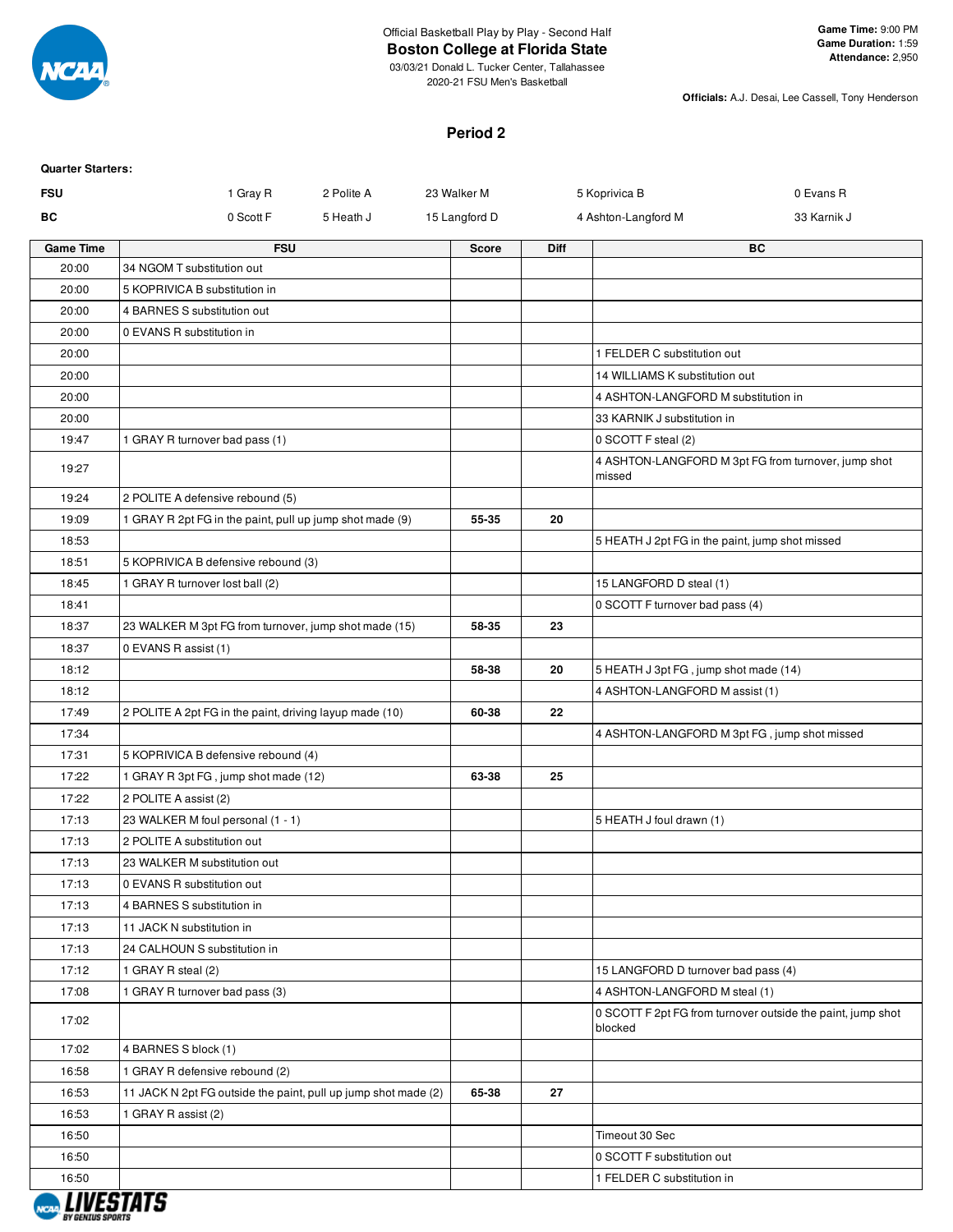Official Basketball Play by Play - Second Half

**Boston College at Florida State**

03/03/21 Donald L. Tucker Center, Tallahassee

2020-21 FSU Men's Basketball

**Game Time:** 9:00 PM
**Game Duration:** 1:59
**Attendance:** 2,950

**Officials:** A.J. Desai, Lee Cassell, Tony Henderson

## Period 2

**Quarter Starters:**

| | | | | | |
|---|---|---|---|---|---|
| **FSU** | 1 Gray R | 2 Polite A | 23 Walker M | 5 Koprivica B | 0 Evans R |
| **BC** | 0 Scott F | 5 Heath J | 15 Langford D | 4 Ashton-Langford M | 33 Karnik J |

| Game Time | FSU | Score | Diff | BC |
|---|---|---|---|---|
| 20:00 | 34 NGOM T substitution out | | | |
| 20:00 | 5 KOPRIVICA B substitution in | | | |
| 20:00 | 4 BARNES S substitution out | | | |
| 20:00 | 0 EVANS R substitution in | | | |
| 20:00 | | | | 1 FELDER C substitution out |
| 20:00 | | | | 14 WILLIAMS K substitution out |
| 20:00 | | | | 4 ASHTON-LANGFORD M substitution in |
| 20:00 | | | | 33 KARNIK J substitution in |
| 19:47 | 1 GRAY R turnover bad pass (1) | | | 0 SCOTT F steal (2) |
| 19:27 | | | | 4 ASHTON-LANGFORD M 3pt FG from turnover, jump shot missed |
| 19:24 | 2 POLITE A defensive rebound (5) | | | |
| 19:09 | 1 GRAY R 2pt FG in the paint, pull up jump shot made (9) | 55-35 | 20 | |
| 18:53 | | | | 5 HEATH J 2pt FG in the paint, jump shot missed |
| 18:51 | 5 KOPRIVICA B defensive rebound (3) | | | |
| 18:45 | 1 GRAY R turnover lost ball (2) | | | 15 LANGFORD D steal (1) |
| 18:41 | | | | 0 SCOTT F turnover bad pass (4) |
| 18:37 | 23 WALKER M 3pt FG from turnover, jump shot made (15) | 58-35 | 23 | |
| 18:37 | 0 EVANS R assist (1) | | | |
| 18:12 | | 58-38 | 20 | 5 HEATH J 3pt FG , jump shot made (14) |
| 18:12 | | | | 4 ASHTON-LANGFORD M assist (1) |
| 17:49 | 2 POLITE A 2pt FG in the paint, driving layup made (10) | 60-38 | 22 | |
| 17:34 | | | | 4 ASHTON-LANGFORD M 3pt FG , jump shot missed |
| 17:31 | 5 KOPRIVICA B defensive rebound (4) | | | |
| 17:22 | 1 GRAY R 3pt FG , jump shot made (12) | 63-38 | 25 | |
| 17:22 | 2 POLITE A assist (2) | | | |
| 17:13 | 23 WALKER M foul personal (1 - 1) | | | 5 HEATH J foul drawn (1) |
| 17:13 | 2 POLITE A substitution out | | | |
| 17:13 | 23 WALKER M substitution out | | | |
| 17:13 | 0 EVANS R substitution out | | | |
| 17:13 | 4 BARNES S substitution in | | | |
| 17:13 | 11 JACK N substitution in | | | |
| 17:13 | 24 CALHOUN S substitution in | | | |
| 17:12 | 1 GRAY R steal (2) | | | 15 LANGFORD D turnover bad pass (4) |
| 17:08 | 1 GRAY R turnover bad pass (3) | | | 4 ASHTON-LANGFORD M steal (1) |
| 17:02 | | | | 0 SCOTT F 2pt FG from turnover outside the paint, jump shot blocked |
| 17:02 | 4 BARNES S block (1) | | | |
| 16:58 | 1 GRAY R defensive rebound (2) | | | |
| 16:53 | 11 JACK N 2pt FG outside the paint, pull up jump shot made (2) | 65-38 | 27 | |
| 16:53 | 1 GRAY R assist (2) | | | |
| 16:50 | | | | Timeout 30 Sec |
| 16:50 | | | | 0 SCOTT F substitution out |
| 16:50 | | | | 1 FELDER C substitution in |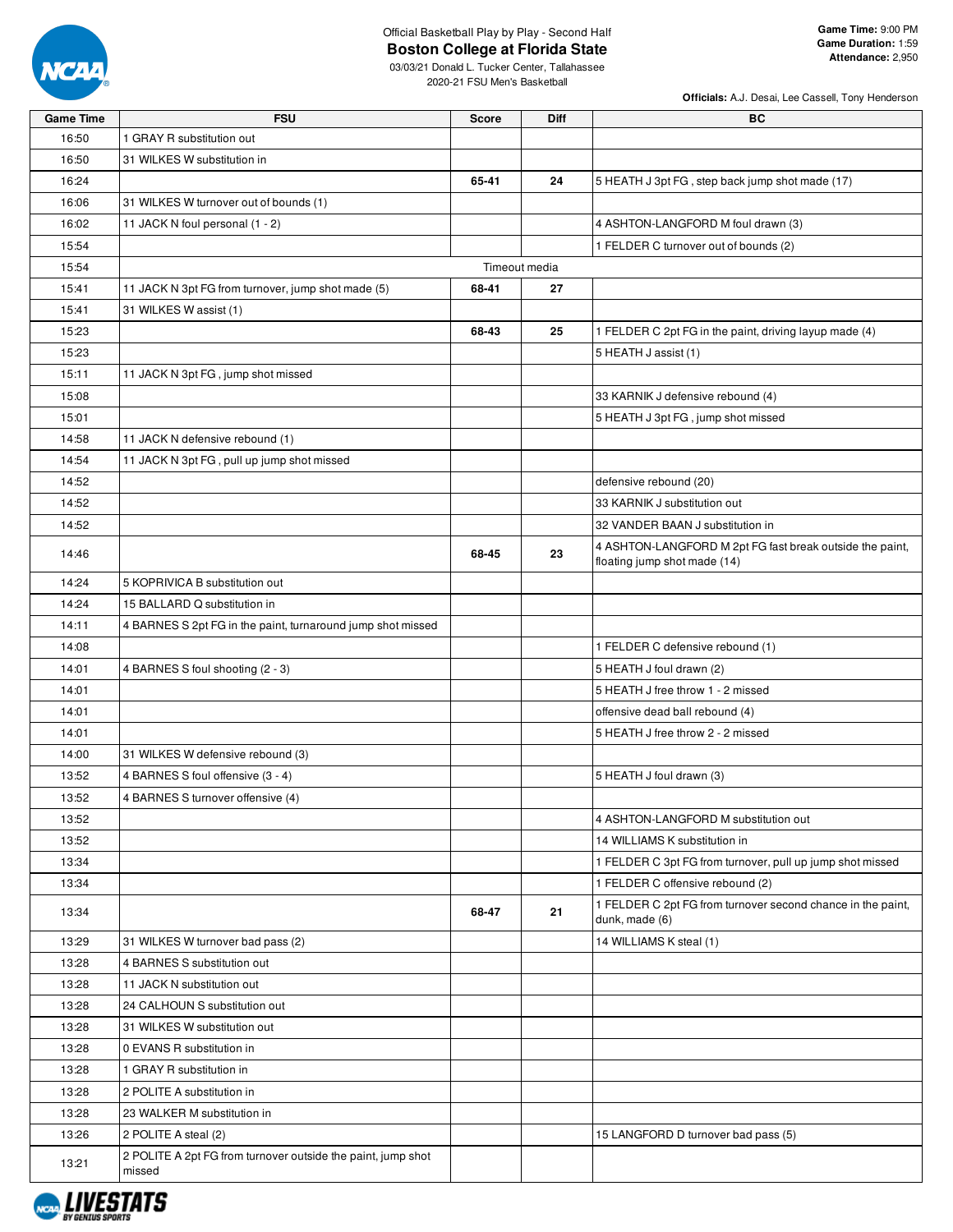Official Basketball Play by Play - Second Half

# Boston College at Florida State

03/03/21 Donald L. Tucker Center, Tallahassee
2020-21 FSU Men's Basketball

**Game Time:** 9:00 PM
**Game Duration:** 1:59
**Attendance:** 2,950

**Officials:** A.J. Desai, Lee Cassell, Tony Henderson

| Game Time | FSU | Score | Diff | BC |
|---|---|---|---|---|
| 16:50 | 1 GRAY R substitution out | | | |
| 16:50 | 31 WILKES W substitution in | | | |
| 16:24 | | 65-41 | 24 | 5 HEATH J 3pt FG , step back jump shot made (17) |
| 16:06 | 31 WILKES W turnover out of bounds (1) | | | |
| 16:02 | 11 JACK N foul personal (1 - 2) | | | 4 ASHTON-LANGFORD M foul drawn (3) |
| 15:54 | | | | 1 FELDER C turnover out of bounds (2) |
| 15:54 | | Timeout media | | |
| 15:41 | 11 JACK N 3pt FG from turnover, jump shot made (5) | 68-41 | 27 | |
| 15:41 | 31 WILKES W assist (1) | | | |
| 15:23 | | 68-43 | 25 | 1 FELDER C 2pt FG in the paint, driving layup made (4) |
| 15:23 | | | | 5 HEATH J assist (1) |
| 15:11 | 11 JACK N 3pt FG , jump shot missed | | | |
| 15:08 | | | | 33 KARNIK J defensive rebound (4) |
| 15:01 | | | | 5 HEATH J 3pt FG , jump shot missed |
| 14:58 | 11 JACK N defensive rebound (1) | | | |
| 14:54 | 11 JACK N 3pt FG , pull up jump shot missed | | | |
| 14:52 | | | | defensive rebound (20) |
| 14:52 | | | | 33 KARNIK J substitution out |
| 14:52 | | | | 32 VANDER BAAN J substitution in |
| 14:46 | | 68-45 | 23 | 4 ASHTON-LANGFORD M 2pt FG fast break outside the paint, floating jump shot made (14) |
| 14:24 | 5 KOPRIVICA B substitution out | | | |
| 14:24 | 15 BALLARD Q substitution in | | | |
| 14:11 | 4 BARNES S 2pt FG in the paint, turnaround jump shot missed | | | |
| 14:08 | | | | 1 FELDER C defensive rebound (1) |
| 14:01 | 4 BARNES S foul shooting (2 - 3) | | | 5 HEATH J foul drawn (2) |
| 14:01 | | | | 5 HEATH J free throw 1 - 2 missed |
| 14:01 | | | | offensive dead ball rebound (4) |
| 14:01 | | | | 5 HEATH J free throw 2 - 2 missed |
| 14:00 | 31 WILKES W defensive rebound (3) | | | |
| 13:52 | 4 BARNES S foul offensive (3 - 4) | | | 5 HEATH J foul drawn (3) |
| 13:52 | 4 BARNES S turnover offensive (4) | | | |
| 13:52 | | | | 4 ASHTON-LANGFORD M substitution out |
| 13:52 | | | | 14 WILLIAMS K substitution in |
| 13:34 | | | | 1 FELDER C 3pt FG from turnover, pull up jump shot missed |
| 13:34 | | | | 1 FELDER C offensive rebound (2) |
| 13:34 | | 68-47 | 21 | 1 FELDER C 2pt FG from turnover second chance in the paint, dunk, made (6) |
| 13:29 | 31 WILKES W turnover bad pass (2) | | | 14 WILLIAMS K steal (1) |
| 13:28 | 4 BARNES S substitution out | | | |
| 13:28 | 11 JACK N substitution out | | | |
| 13:28 | 24 CALHOUN S substitution out | | | |
| 13:28 | 31 WILKES W substitution out | | | |
| 13:28 | 0 EVANS R substitution in | | | |
| 13:28 | 1 GRAY R substitution in | | | |
| 13:28 | 2 POLITE A substitution in | | | |
| 13:28 | 23 WALKER M substitution in | | | |
| 13:26 | 2 POLITE A steal (2) | | | 15 LANGFORD D turnover bad pass (5) |
| 13:21 | 2 POLITE A 2pt FG from turnover outside the paint, jump shot missed | | | |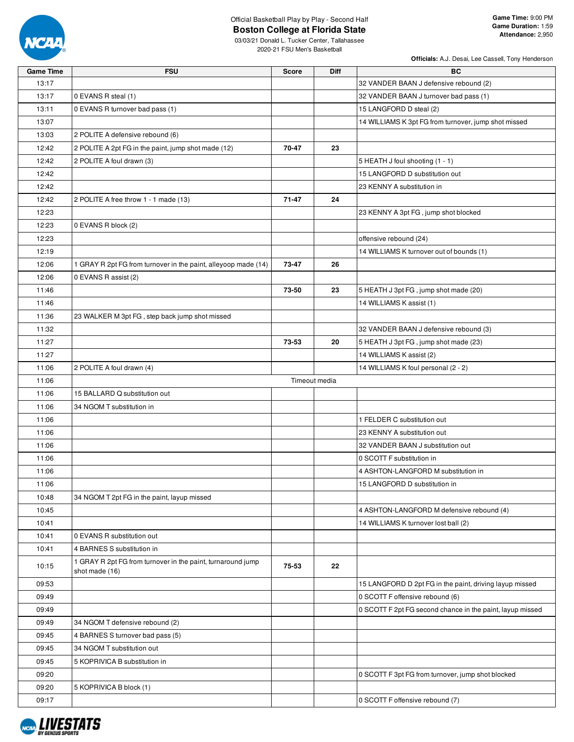Official Basketball Play by Play - Second Half

# Boston College at Florida State

03/03/21 Donald L. Tucker Center, Tallahassee

2020-21 FSU Men's Basketball

**Game Time:** 9:00 PM
**Game Duration:** 1:59
**Attendance:** 2,950

**Officials:** A.J. Desai, Lee Cassell, Tony Henderson

| Game Time | FSU | Score | Diff | BC |
|---|---|---|---|---|
| 13:17 | | | | 32 VANDER BAAN J defensive rebound (2) |
| 13:17 | 0 EVANS R steal (1) | | | 32 VANDER BAAN J turnover bad pass (1) |
| 13:11 | 0 EVANS R turnover bad pass (1) | | | 15 LANGFORD D steal (2) |
| 13:07 | | | | 14 WILLIAMS K 3pt FG from turnover, jump shot missed |
| 13:03 | 2 POLITE A defensive rebound (6) | | | |
| 12:42 | 2 POLITE A 2pt FG in the paint, jump shot made (12) | 70-47 | 23 | |
| 12:42 | 2 POLITE A foul drawn (3) | | | 5 HEATH J foul shooting (1 - 1) |
| 12:42 | | | | 15 LANGFORD D substitution out |
| 12:42 | | | | 23 KENNY A substitution in |
| 12:42 | 2 POLITE A free throw 1 - 1 made (13) | 71-47 | 24 | |
| 12:23 | | | | 23 KENNY A 3pt FG , jump shot blocked |
| 12:23 | 0 EVANS R block (2) | | | |
| 12:23 | | | | offensive rebound (24) |
| 12:19 | | | | 14 WILLIAMS K turnover out of bounds (1) |
| 12:06 | 1 GRAY R 2pt FG from turnover in the paint, alleyoop made (14) | 73-47 | 26 | |
| 12:06 | 0 EVANS R assist (2) | | | |
| 11:46 | | 73-50 | 23 | 5 HEATH J 3pt FG , jump shot made (20) |
| 11:46 | | | | 14 WILLIAMS K assist (1) |
| 11:36 | 23 WALKER M 3pt FG , step back jump shot missed | | | |
| 11:32 | | | | 32 VANDER BAAN J defensive rebound (3) |
| 11:27 | | 73-53 | 20 | 5 HEATH J 3pt FG , jump shot made (23) |
| 11:27 | | | | 14 WILLIAMS K assist (2) |
| 11:06 | 2 POLITE A foul drawn (4) | | | 14 WILLIAMS K foul personal (2 - 2) |
| 11:06 | Timeout media | | | |
| 11:06 | 15 BALLARD Q substitution out | | | |
| 11:06 | 34 NGOM T substitution in | | | |
| 11:06 | | | | 1 FELDER C substitution out |
| 11:06 | | | | 23 KENNY A substitution out |
| 11:06 | | | | 32 VANDER BAAN J substitution out |
| 11:06 | | | | 0 SCOTT F substitution in |
| 11:06 | | | | 4 ASHTON-LANGFORD M substitution in |
| 11:06 | | | | 15 LANGFORD D substitution in |
| 10:48 | 34 NGOM T 2pt FG in the paint, layup missed | | | |
| 10:45 | | | | 4 ASHTON-LANGFORD M defensive rebound (4) |
| 10:41 | | | | 14 WILLIAMS K turnover lost ball (2) |
| 10:41 | 0 EVANS R substitution out | | | |
| 10:41 | 4 BARNES S substitution in | | | |
| 10:15 | 1 GRAY R 2pt FG from turnover in the paint, turnaround jump shot made (16) | 75-53 | 22 | |
| 09:53 | | | | 15 LANGFORD D 2pt FG in the paint, driving layup missed |
| 09:49 | | | | 0 SCOTT F offensive rebound (6) |
| 09:49 | | | | 0 SCOTT F 2pt FG second chance in the paint, layup missed |
| 09:49 | 34 NGOM T defensive rebound (2) | | | |
| 09:45 | 4 BARNES S turnover bad pass (5) | | | |
| 09:45 | 34 NGOM T substitution out | | | |
| 09:45 | 5 KOPRIVICA B substitution in | | | |
| 09:20 | | | | 0 SCOTT F 3pt FG from turnover, jump shot blocked |
| 09:20 | 5 KOPRIVICA B block (1) | | | |
| 09:17 | | | | 0 SCOTT F offensive rebound (7) |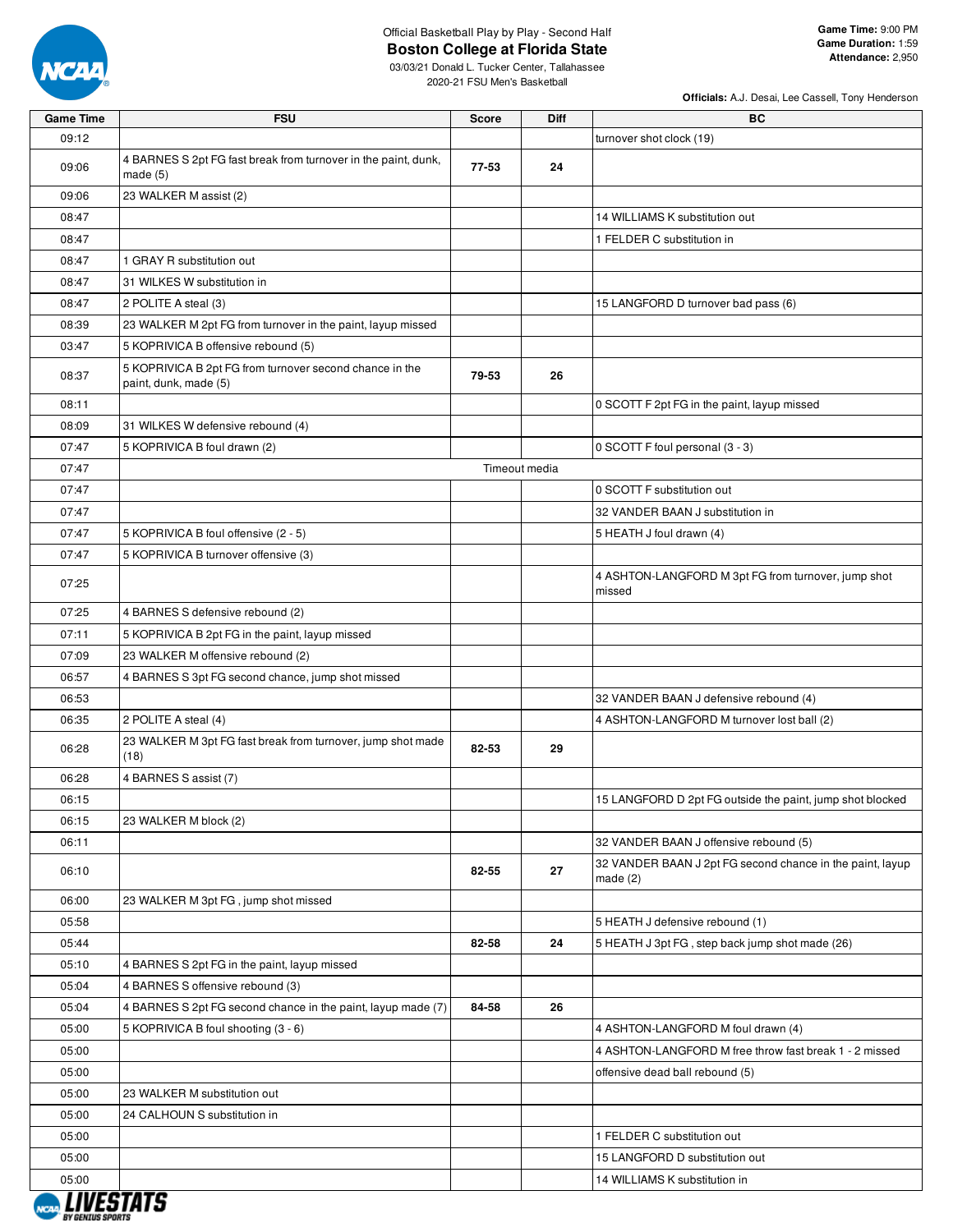Official Basketball Play by Play - Second Half

# Boston College at Florida State

03/03/21 Donald L. Tucker Center, Tallahassee
2020-21 FSU Men's Basketball

**Game Time:** 9:00 PM
**Game Duration:** 1:59
**Attendance:** 2,950

**Officials:** A.J. Desai, Lee Cassell, Tony Henderson

| Game Time | FSU | Score | Diff | BC |
|---|---|---|---|---|
| 09:12 | | | | turnover shot clock (19) |
| 09:06 | 4 BARNES S 2pt FG fast break from turnover in the paint, dunk, made (5) | 77-53 | 24 | |
| 09:06 | 23 WALKER M assist (2) | | | |
| 08:47 | | | | 14 WILLIAMS K substitution out |
| 08:47 | | | | 1 FELDER C substitution in |
| 08:47 | 1 GRAY R substitution out | | | |
| 08:47 | 31 WILKES W substitution in | | | |
| 08:47 | 2 POLITE A steal (3) | | | 15 LANGFORD D turnover bad pass (6) |
| 08:39 | 23 WALKER M 2pt FG from turnover in the paint, layup missed | | | |
| 03:47 | 5 KOPRIVICA B offensive rebound (5) | | | |
| 08:37 | 5 KOPRIVICA B 2pt FG from turnover second chance in the paint, dunk, made (5) | 79-53 | 26 | |
| 08:11 | | | | 0 SCOTT F 2pt FG in the paint, layup missed |
| 08:09 | 31 WILKES W defensive rebound (4) | | | |
| 07:47 | 5 KOPRIVICA B foul drawn (2) | | | 0 SCOTT F foul personal (3 - 3) |
| 07:47 | Timeout media | | | |
| 07:47 | | | | 0 SCOTT F substitution out |
| 07:47 | | | | 32 VANDER BAAN J substitution in |
| 07:47 | 5 KOPRIVICA B foul offensive (2 - 5) | | | 5 HEATH J foul drawn (4) |
| 07:47 | 5 KOPRIVICA B turnover offensive (3) | | | |
| 07:25 | | | | 4 ASHTON-LANGFORD M 3pt FG from turnover, jump shot missed |
| 07:25 | 4 BARNES S defensive rebound (2) | | | |
| 07:11 | 5 KOPRIVICA B 2pt FG in the paint, layup missed | | | |
| 07:09 | 23 WALKER M offensive rebound (2) | | | |
| 06:57 | 4 BARNES S 3pt FG second chance, jump shot missed | | | |
| 06:53 | | | | 32 VANDER BAAN J defensive rebound (4) |
| 06:35 | 2 POLITE A steal (4) | | | 4 ASHTON-LANGFORD M turnover lost ball (2) |
| 06:28 | 23 WALKER M 3pt FG fast break from turnover, jump shot made (18) | 82-53 | 29 | |
| 06:28 | 4 BARNES S assist (7) | | | |
| 06:15 | | | | 15 LANGFORD D 2pt FG outside the paint, jump shot blocked |
| 06:15 | 23 WALKER M block (2) | | | |
| 06:11 | | | | 32 VANDER BAAN J offensive rebound (5) |
| 06:10 | | 82-55 | 27 | 32 VANDER BAAN J 2pt FG second chance in the paint, layup made (2) |
| 06:00 | 23 WALKER M 3pt FG , jump shot missed | | | |
| 05:58 | | | | 5 HEATH J defensive rebound (1) |
| 05:44 | | 82-58 | 24 | 5 HEATH J 3pt FG , step back jump shot made (26) |
| 05:10 | 4 BARNES S 2pt FG in the paint, layup missed | | | |
| 05:04 | 4 BARNES S offensive rebound (3) | | | |
| 05:04 | 4 BARNES S 2pt FG second chance in the paint, layup made (7) | 84-58 | 26 | |
| 05:00 | 5 KOPRIVICA B foul shooting (3 - 6) | | | 4 ASHTON-LANGFORD M foul drawn (4) |
| 05:00 | | | | 4 ASHTON-LANGFORD M free throw fast break 1 - 2 missed |
| 05:00 | | | | offensive dead ball rebound (5) |
| 05:00 | 23 WALKER M substitution out | | | |
| 05:00 | 24 CALHOUN S substitution in | | | |
| 05:00 | | | | 1 FELDER C substitution out |
| 05:00 | | | | 15 LANGFORD D substitution out |
| 05:00 | | | | 14 WILLIAMS K substitution in |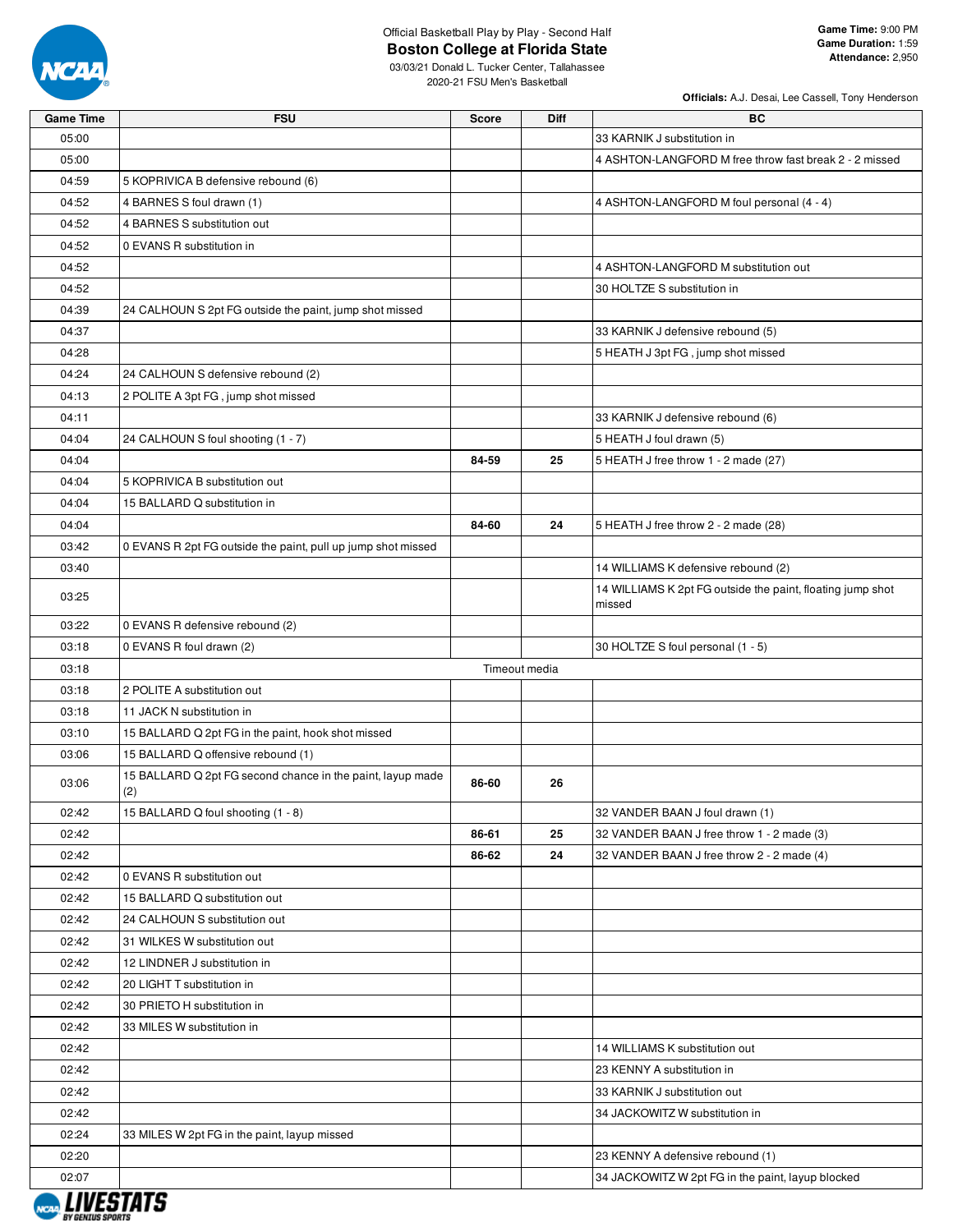Official Basketball Play by Play - Second Half

# Boston College at Florida State

03/03/21 Donald L. Tucker Center, Tallahassee
2020-21 FSU Men's Basketball

**Game Time:** 9:00 PM
**Game Duration:** 1:59
**Attendance:** 2,950

**Officials:** A.J. Desai, Lee Cassell, Tony Henderson

| Game Time | FSU | Score | Diff | BC |
|---|---|---|---|---|
| 05:00 | | | | 33 KARNIK J substitution in |
| 05:00 | | | | 4 ASHTON-LANGFORD M free throw fast break 2 - 2 missed |
| 04:59 | 5 KOPRIVICA B defensive rebound (6) | | | |
| 04:52 | 4 BARNES S foul drawn (1) | | | 4 ASHTON-LANGFORD M foul personal (4 - 4) |
| 04:52 | 4 BARNES S substitution out | | | |
| 04:52 | 0 EVANS R substitution in | | | |
| 04:52 | | | | 4 ASHTON-LANGFORD M substitution out |
| 04:52 | | | | 30 HOLTZE S substitution in |
| 04:39 | 24 CALHOUN S 2pt FG outside the paint, jump shot missed | | | |
| 04:37 | | | | 33 KARNIK J defensive rebound (5) |
| 04:28 | | | | 5 HEATH J 3pt FG , jump shot missed |
| 04:24 | 24 CALHOUN S defensive rebound (2) | | | |
| 04:13 | 2 POLITE A 3pt FG , jump shot missed | | | |
| 04:11 | | | | 33 KARNIK J defensive rebound (6) |
| 04:04 | 24 CALHOUN S foul shooting (1 - 7) | | | 5 HEATH J foul drawn (5) |
| 04:04 | | 84-59 | 25 | 5 HEATH J free throw 1 - 2 made (27) |
| 04:04 | 5 KOPRIVICA B substitution out | | | |
| 04:04 | 15 BALLARD Q substitution in | | | |
| 04:04 | | 84-60 | 24 | 5 HEATH J free throw 2 - 2 made (28) |
| 03:42 | 0 EVANS R 2pt FG outside the paint, pull up jump shot missed | | | |
| 03:40 | | | | 14 WILLIAMS K defensive rebound (2) |
| 03:25 | | | | 14 WILLIAMS K 2pt FG outside the paint, floating jump shot missed |
| 03:22 | 0 EVANS R defensive rebound (2) | | | |
| 03:18 | 0 EVANS R foul drawn (2) | | | 30 HOLTZE S foul personal (1 - 5) |
| 03:18 | | Timeout media | | |
| 03:18 | 2 POLITE A substitution out | | | |
| 03:18 | 11 JACK N substitution in | | | |
| 03:10 | 15 BALLARD Q 2pt FG in the paint, hook shot missed | | | |
| 03:06 | 15 BALLARD Q offensive rebound (1) | | | |
| 03:06 | 15 BALLARD Q 2pt FG second chance in the paint, layup made (2) | 86-60 | 26 | |
| 02:42 | 15 BALLARD Q foul shooting (1 - 8) | | | 32 VANDER BAAN J foul drawn (1) |
| 02:42 | | 86-61 | 25 | 32 VANDER BAAN J free throw 1 - 2 made (3) |
| 02:42 | | 86-62 | 24 | 32 VANDER BAAN J free throw 2 - 2 made (4) |
| 02:42 | 0 EVANS R substitution out | | | |
| 02:42 | 15 BALLARD Q substitution out | | | |
| 02:42 | 24 CALHOUN S substitution out | | | |
| 02:42 | 31 WILKES W substitution out | | | |
| 02:42 | 12 LINDNER J substitution in | | | |
| 02:42 | 20 LIGHT T substitution in | | | |
| 02:42 | 30 PRIETO H substitution in | | | |
| 02:42 | 33 MILES W substitution in | | | |
| 02:42 | | | | 14 WILLIAMS K substitution out |
| 02:42 | | | | 23 KENNY A substitution in |
| 02:42 | | | | 33 KARNIK J substitution out |
| 02:42 | | | | 34 JACKOWITZ W substitution in |
| 02:24 | 33 MILES W 2pt FG in the paint, layup missed | | | |
| 02:20 | | | | 23 KENNY A defensive rebound (1) |
| 02:07 | | | | 34 JACKOWITZ W 2pt FG in the paint, layup blocked |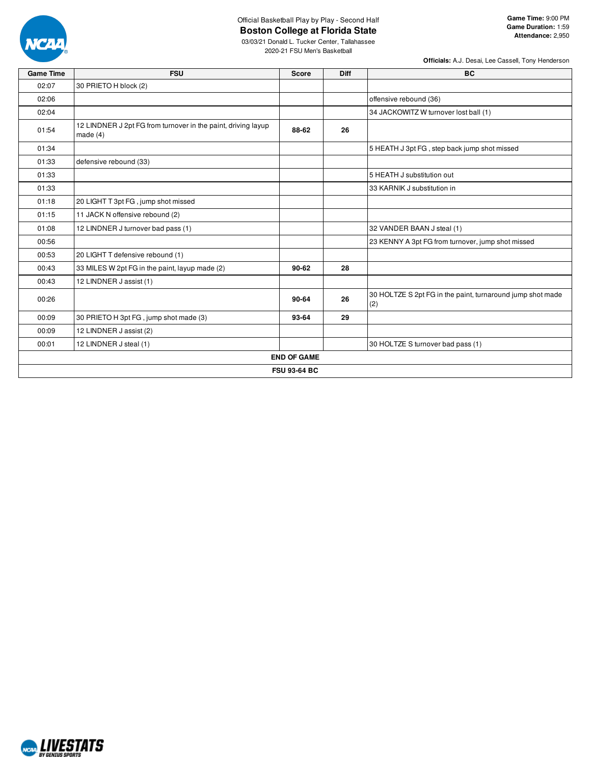Official Basketball Play by Play - Second Half

# Boston College at Florida State

03/03/21 Donald L. Tucker Center, Tallahassee
2020-21 FSU Men's Basketball

**Game Time:** 9:00 PM
**Game Duration:** 1:59
**Attendance:** 2,950

**Officials:** A.J. Desai, Lee Cassell, Tony Henderson

| Game Time | FSU | Score | Diff | BC |
|---|---|---|---|---|
| 02:07 | 30 PRIETO H block (2) | | | |
| 02:06 | | | | offensive rebound (36) |
| 02:04 | | | | 34 JACKOWITZ W turnover lost ball (1) |
| 01:54 | 12 LINDNER J 2pt FG from turnover in the paint, driving layup made (4) | 88-62 | 26 | |
| 01:34 | | | | 5 HEATH J 3pt FG , step back jump shot missed |
| 01:33 | defensive rebound (33) | | | |
| 01:33 | | | | 5 HEATH J substitution out |
| 01:33 | | | | 33 KARNIK J substitution in |
| 01:18 | 20 LIGHT T 3pt FG , jump shot missed | | | |
| 01:15 | 11 JACK N offensive rebound (2) | | | |
| 01:08 | 12 LINDNER J turnover bad pass (1) | | | 32 VANDER BAAN J steal (1) |
| 00:56 | | | | 23 KENNY A 3pt FG from turnover, jump shot missed |
| 00:53 | 20 LIGHT T defensive rebound (1) | | | |
| 00:43 | 33 MILES W 2pt FG in the paint, layup made (2) | 90-62 | 28 | |
| 00:43 | 12 LINDNER J assist (1) | | | |
| 00:26 | | 90-64 | 26 | 30 HOLTZE S 2pt FG in the paint, turnaround jump shot made (2) |
| 00:09 | 30 PRIETO H 3pt FG , jump shot made (3) | 93-64 | 29 | |
| 00:09 | 12 LINDNER J assist (2) | | | |
| 00:01 | 12 LINDNER J steal (1) | | | 30 HOLTZE S turnover bad pass (1) |

**END OF GAME**

**FSU 93-64 BC**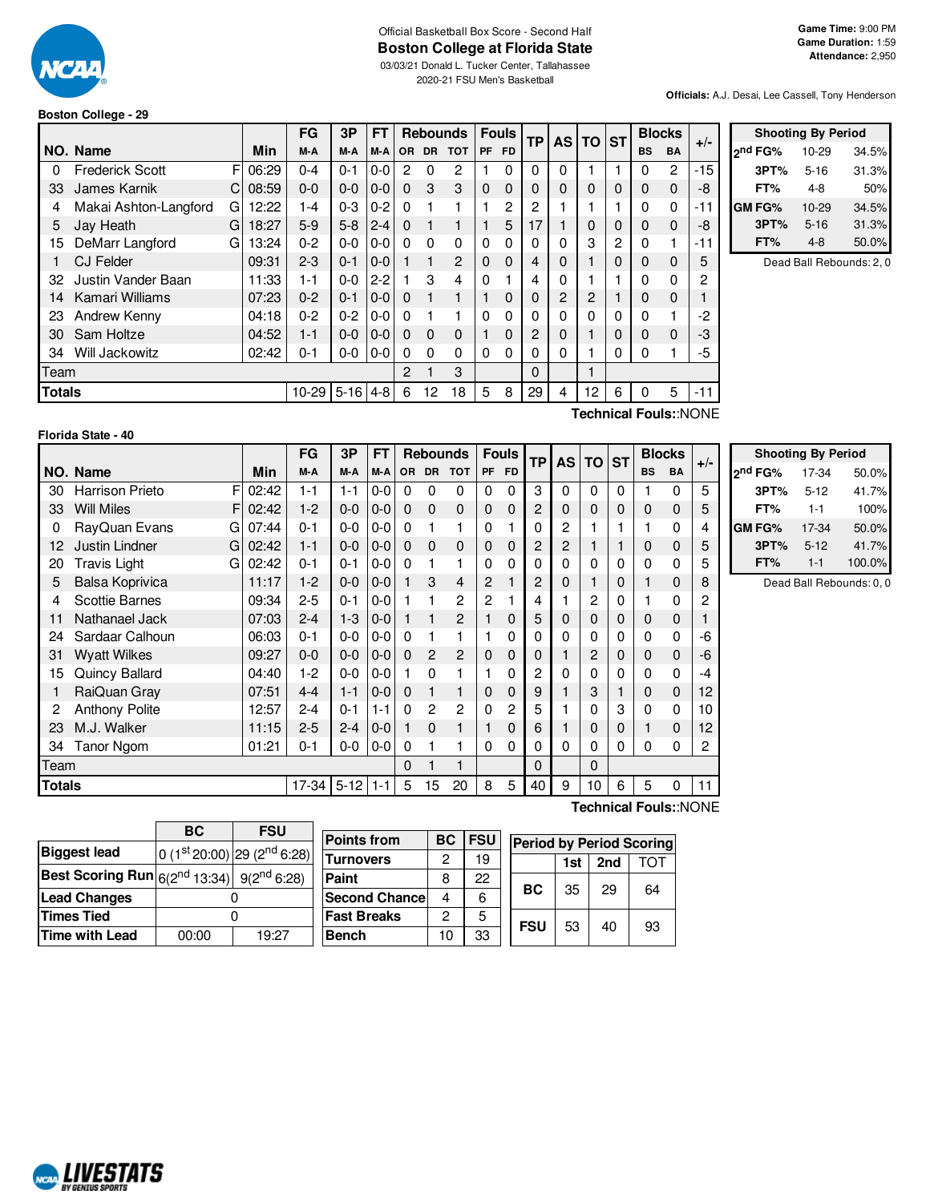Official Basketball Box Score - Second Half

# Boston College at Florida State

03/03/21 Donald L. Tucker Center, Tallahassee
2020-21 FSU Men's Basketball

**Game Time:** 9:00 PM
**Game Duration:** 1:59
**Attendance:** 2,950

**Officials:** A.J. Desai, Lee Cassell, Tony Henderson

### Boston College - 29

| NO. | Name | | Min | FG M-A | 3P M-A | FT M-A | OR | DR | TOT | PF | FD | TP | AS | TO | ST | BS | BA | +/- |
|---|---|---|---|---|---|---|---|---|---|---|---|---|---|---|---|---|---|---|
| 0 | Frederick Scott | F | 06:29 | 0-4 | 0-1 | 0-0 | 2 | 0 | 2 | 1 | 0 | 0 | 0 | 1 | 1 | 0 | 2 | -15 |
| 33 | James Karnik | C | 08:59 | 0-0 | 0-0 | 0-0 | 0 | 3 | 3 | 0 | 0 | 0 | 0 | 0 | 0 | 0 | 0 | -8 |
| 4 | Makai Ashton-Langford | G | 12:22 | 1-4 | 0-3 | 0-2 | 0 | 1 | 1 | 1 | 2 | 2 | 1 | 1 | 1 | 0 | 0 | -11 |
| 5 | Jay Heath | G | 18:27 | 5-9 | 5-8 | 2-4 | 0 | 1 | 1 | 1 | 5 | 17 | 1 | 0 | 0 | 0 | 0 | -8 |
| 15 | DeMarr Langford | G | 13:24 | 0-2 | 0-0 | 0-0 | 0 | 0 | 0 | 0 | 0 | 0 | 0 | 3 | 2 | 0 | 1 | -11 |
| 1 | CJ Felder | | 09:31 | 2-3 | 0-1 | 0-0 | 1 | 1 | 2 | 0 | 0 | 4 | 0 | 1 | 0 | 0 | 0 | 5 |
| 32 | Justin Vander Baan | | 11:33 | 1-1 | 0-0 | 2-2 | 1 | 3 | 4 | 0 | 1 | 4 | 0 | 1 | 1 | 0 | 0 | 2 |
| 14 | Kamari Williams | | 07:23 | 0-2 | 0-1 | 0-0 | 0 | 1 | 1 | 1 | 0 | 0 | 2 | 2 | 1 | 0 | 0 | 1 |
| 23 | Andrew Kenny | | 04:18 | 0-2 | 0-2 | 0-0 | 0 | 1 | 1 | 0 | 0 | 0 | 0 | 0 | 0 | 0 | 1 | -2 |
| 30 | Sam Holtze | | 04:52 | 1-1 | 0-0 | 0-0 | 0 | 0 | 0 | 1 | 0 | 2 | 0 | 1 | 0 | 0 | 0 | -3 |
| 34 | Will Jackowitz | | 02:42 | 0-1 | 0-0 | 0-0 | 0 | 0 | 0 | 0 | 0 | 0 | 0 | 1 | 0 | 0 | 1 | -5 |
| | Team | | | | | | 2 | 1 | 3 | | | 0 | | 1 | | | | |
| | **Totals** | | | 10-29 | 5-16 | 4-8 | 6 | 12 | 18 | 5 | 8 | 29 | 4 | 12 | 6 | 0 | 5 | -11 |

**Technical Fouls:**:NONE

| Shooting By Period | | |
|---|---|---|
| 2nd FG% | 10-29 | 34.5% |
| 3PT% | 5-16 | 31.3% |
| FT% | 4-8 | 50% |
| GM FG% | 10-29 | 34.5% |
| 3PT% | 5-16 | 31.3% |
| FT% | 4-8 | 50.0% |

Dead Ball Rebounds: 2, 0

### Florida State - 40

| NO. | Name | | Min | FG M-A | 3P M-A | FT M-A | OR | DR | TOT | PF | FD | TP | AS | TO | ST | BS | BA | +/- |
|---|---|---|---|---|---|---|---|---|---|---|---|---|---|---|---|---|---|---|
| 30 | Harrison Prieto | F | 02:42 | 1-1 | 1-1 | 0-0 | 0 | 0 | 0 | 0 | 0 | 3 | 0 | 0 | 0 | 1 | 0 | 5 |
| 33 | Will Miles | F | 02:42 | 1-2 | 0-0 | 0-0 | 0 | 0 | 0 | 0 | 0 | 2 | 0 | 0 | 0 | 0 | 0 | 5 |
| 0 | RayQuan Evans | G | 07:44 | 0-1 | 0-0 | 0-0 | 0 | 1 | 1 | 0 | 1 | 0 | 2 | 1 | 1 | 1 | 0 | 4 |
| 12 | Justin Lindner | G | 02:42 | 1-1 | 0-0 | 0-0 | 0 | 0 | 0 | 0 | 0 | 2 | 2 | 1 | 1 | 0 | 0 | 5 |
| 20 | Travis Light | G | 02:42 | 0-1 | 0-1 | 0-0 | 0 | 1 | 1 | 0 | 0 | 0 | 0 | 0 | 0 | 0 | 0 | 5 |
| 5 | Balsa Koprivica | | 11:17 | 1-2 | 0-0 | 0-0 | 1 | 3 | 4 | 2 | 1 | 2 | 0 | 1 | 0 | 1 | 0 | 8 |
| 4 | Scottie Barnes | | 09:34 | 2-5 | 0-1 | 0-0 | 1 | 1 | 2 | 2 | 1 | 4 | 1 | 2 | 0 | 1 | 0 | 2 |
| 11 | Nathanael Jack | | 07:03 | 2-4 | 1-3 | 0-0 | 1 | 1 | 2 | 1 | 0 | 5 | 0 | 0 | 0 | 0 | 0 | 1 |
| 24 | Sardaar Calhoun | | 06:03 | 0-1 | 0-0 | 0-0 | 0 | 1 | 1 | 1 | 0 | 0 | 0 | 0 | 0 | 0 | 0 | -6 |
| 31 | Wyatt Wilkes | | 09:27 | 0-0 | 0-0 | 0-0 | 0 | 2 | 2 | 0 | 0 | 0 | 1 | 2 | 0 | 0 | 0 | -6 |
| 15 | Quincy Ballard | | 04:40 | 1-2 | 0-0 | 0-0 | 1 | 0 | 1 | 1 | 0 | 2 | 0 | 0 | 0 | 0 | 0 | -4 |
| 1 | RaiQuan Gray | | 07:51 | 4-4 | 1-1 | 0-0 | 0 | 1 | 1 | 0 | 0 | 9 | 1 | 3 | 1 | 0 | 0 | 12 |
| 2 | Anthony Polite | | 12:57 | 2-4 | 0-1 | 1-1 | 0 | 2 | 2 | 0 | 2 | 5 | 1 | 0 | 3 | 0 | 0 | 10 |
| 23 | M.J. Walker | | 11:15 | 2-5 | 2-4 | 0-0 | 1 | 0 | 1 | 1 | 0 | 6 | 1 | 0 | 0 | 1 | 0 | 12 |
| 34 | Tanor Ngom | | 01:21 | 0-1 | 0-0 | 0-0 | 0 | 1 | 1 | 0 | 0 | 0 | 0 | 0 | 0 | 0 | 0 | 2 |
| | Team | | | | | | 0 | 1 | 1 | | | 0 | | 0 | | | | |
| | **Totals** | | | 17-34 | 5-12 | 1-1 | 5 | 15 | 20 | 8 | 5 | 40 | 9 | 10 | 6 | 5 | 0 | 11 |

**Technical Fouls:**:NONE

| Shooting By Period | | |
|---|---|---|
| 2nd FG% | 17-34 | 50.0% |
| 3PT% | 5-12 | 41.7% |
| FT% | 1-1 | 100% |
| GM FG% | 17-34 | 50.0% |
| 3PT% | 5-12 | 41.7% |
| FT% | 1-1 | 100.0% |

Dead Ball Rebounds: 0, 0

| | BC | FSU |
|---|---|---|
| **Biggest lead** | 0 (1st 20:00) | 29 (2nd 6:28) |
| **Best Scoring Run** | 6(2nd 13:34) | 9(2nd 6:28) |
| **Lead Changes** | 0 | |
| **Times Tied** | 0 | |
| **Time with Lead** | 00:00 | 19:27 |

| Points from | BC | FSU |
|---|---|---|
| Turnovers | 2 | 19 |
| Paint | 8 | 22 |
| Second Chance | 4 | 6 |
| Fast Breaks | 2 | 5 |
| Bench | 10 | 33 |

| Period by Period Scoring | 1st | 2nd | TOT |
|---|---|---|---|
| BC | 35 | 29 | 64 |
| FSU | 53 | 40 | 93 |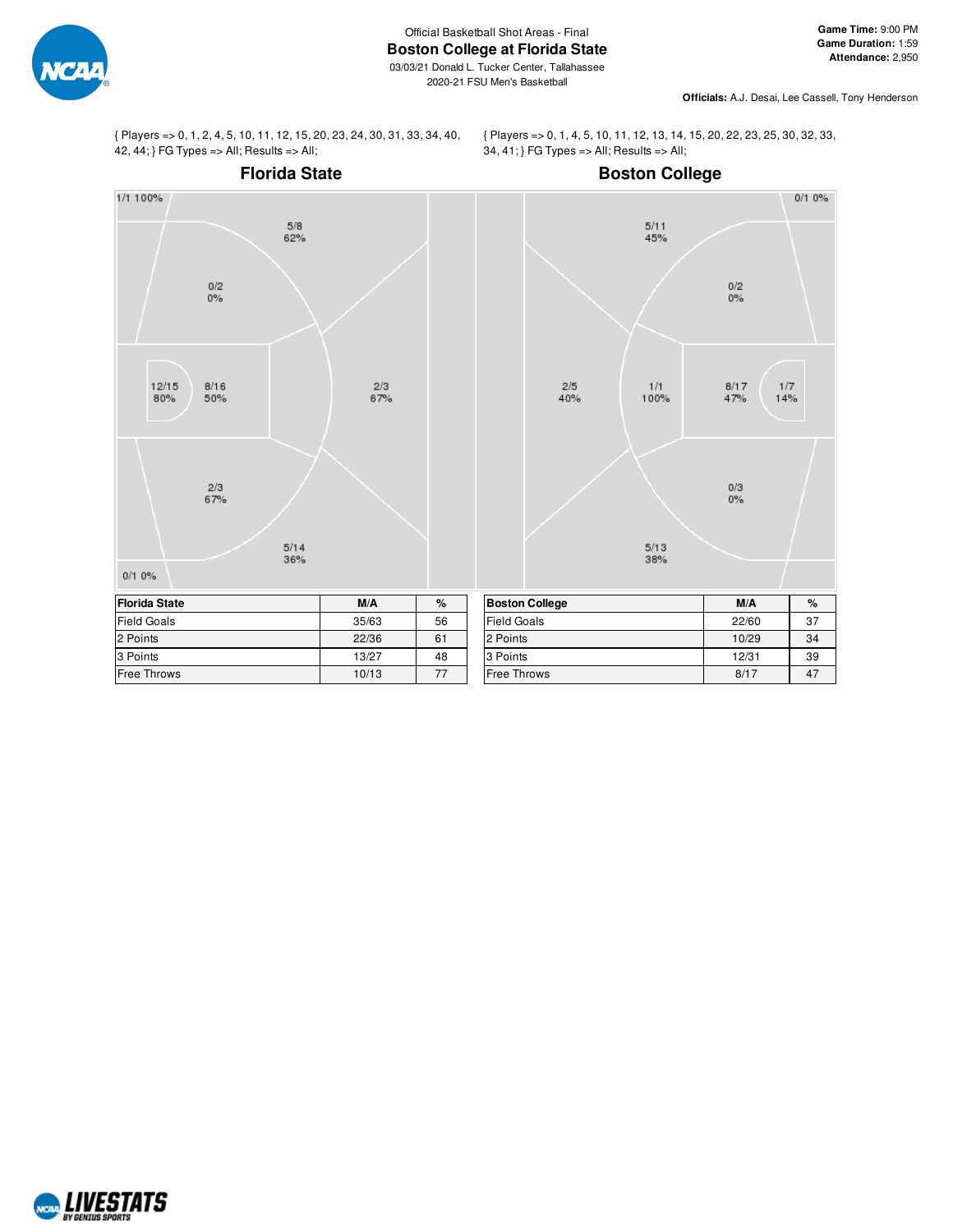Official Basketball Shot Areas - Final

# Boston College at Florida State

03/03/21 Donald L. Tucker Center, Tallahassee

2020-21 FSU Men's Basketball

**Game Time:** 9:00 PM
**Game Duration:** 1:59
**Attendance:** 2,950

**Officials:** A.J. Desai, Lee Cassell, Tony Henderson

{ Players => 0, 1, 2, 4, 5, 10, 11, 12, 15, 20, 23, 24, 30, 31, 33, 34, 40, 42, 44; } FG Types => All; Results => All;

## Florida State

1/1 100%
5/8 62%
0/2 0%
12/15 80%
8/16 50%
2/3 67%
2/3 67%
5/14 36%
0/1 0%

| Florida State | M/A | % |
|---|---|---|
| Field Goals | 35/63 | 56 |
| 2 Points | 22/36 | 61 |
| 3 Points | 13/27 | 48 |
| Free Throws | 10/13 | 77 |

{ Players => 0, 1, 4, 5, 10, 11, 12, 13, 14, 15, 20, 22, 23, 25, 30, 32, 33, 34, 41; } FG Types => All; Results => All;

## Boston College

0/1 0%
5/11 45%
0/2 0%
2/5 40%
1/1 100%
8/17 47%
1/7 14%
0/3 0%
5/13 38%

| Boston College | M/A | % |
|---|---|---|
| Field Goals | 22/60 | 37 |
| 2 Points | 10/29 | 34 |
| 3 Points | 12/31 | 39 |
| Free Throws | 8/17 | 47 |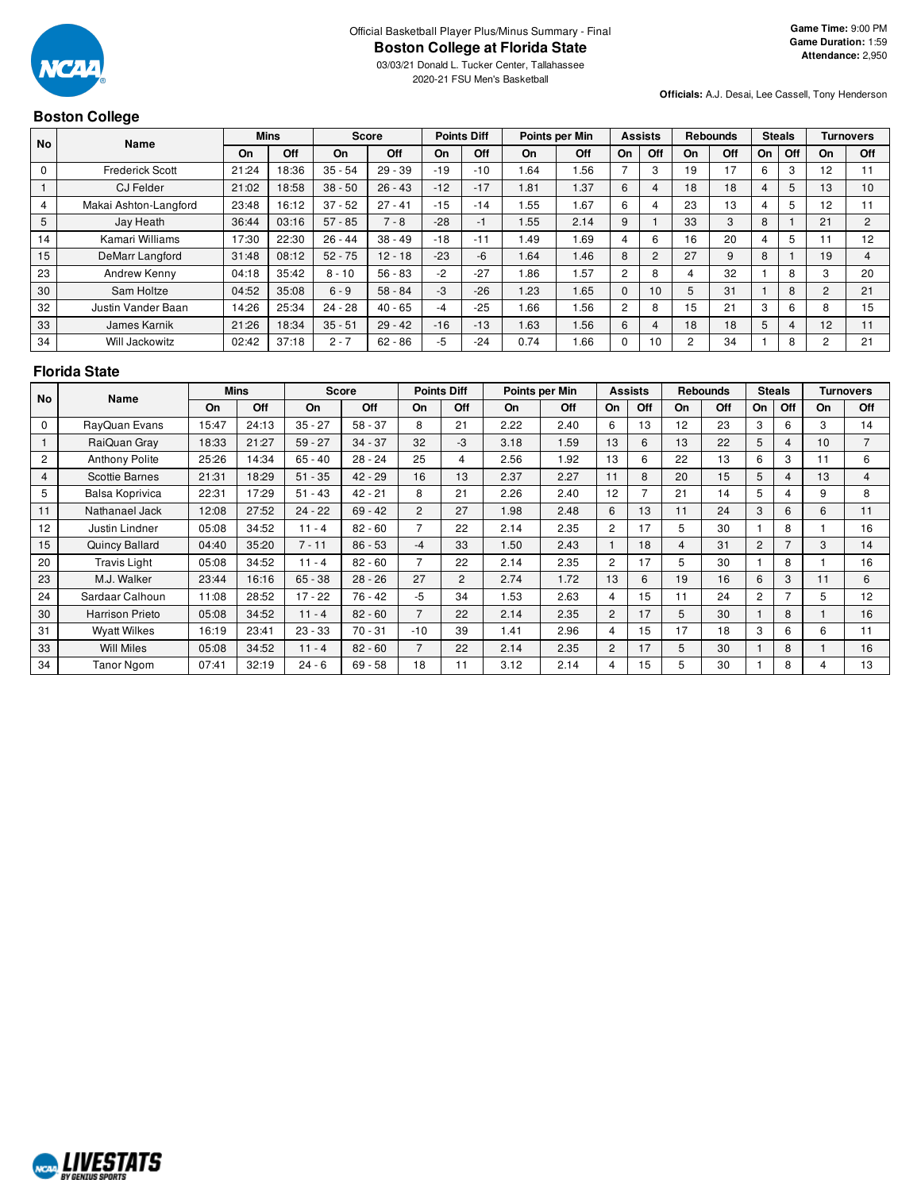Official Basketball Player Plus/Minus Summary - Final

# Boston College at Florida State

03/03/21 Donald L. Tucker Center, Tallahassee

2020-21 FSU Men's Basketball

**Game Time:** 9:00 PM
**Game Duration:** 1:59
**Attendance:** 2,950

**Officials:** A.J. Desai, Lee Cassell, Tony Henderson

## Boston College

| No | Name | Mins | | Score | | Points Diff | | Points per Min | | Assists | | Rebounds | | Steals | | Turnovers | |
|---|---|---|---|---|---|---|---|---|---|---|---|---|---|---|---|---|---|
| | | On | Off | On | Off | On | Off | On | Off | On | Off | On | Off | On | Off | On | Off |
| 0 | Frederick Scott | 21:24 | 18:36 | 35 - 54 | 29 - 39 | -19 | -10 | 1.64 | 1.56 | 7 | 3 | 19 | 17 | 6 | 3 | 12 | 11 |
| 1 | CJ Felder | 21:02 | 18:58 | 38 - 50 | 26 - 43 | -12 | -17 | 1.81 | 1.37 | 6 | 4 | 18 | 18 | 4 | 5 | 13 | 10 |
| 4 | Makai Ashton-Langford | 23:48 | 16:12 | 37 - 52 | 27 - 41 | -15 | -14 | 1.55 | 1.67 | 6 | 4 | 23 | 13 | 4 | 5 | 12 | 11 |
| 5 | Jay Heath | 36:44 | 03:16 | 57 - 85 | 7 - 8 | -28 | -1 | 1.55 | 2.14 | 9 | 1 | 33 | 3 | 8 | 1 | 21 | 2 |
| 14 | Kamari Williams | 17:30 | 22:30 | 26 - 44 | 38 - 49 | -18 | -11 | 1.49 | 1.69 | 4 | 6 | 16 | 20 | 4 | 5 | 11 | 12 |
| 15 | DeMarr Langford | 31:48 | 08:12 | 52 - 75 | 12 - 18 | -23 | -6 | 1.64 | 1.46 | 8 | 2 | 27 | 9 | 8 | 1 | 19 | 4 |
| 23 | Andrew Kenny | 04:18 | 35:42 | 8 - 10 | 56 - 83 | -2 | -27 | 1.86 | 1.57 | 2 | 8 | 4 | 32 | 1 | 8 | 3 | 20 |
| 30 | Sam Holtze | 04:52 | 35:08 | 6 - 9 | 58 - 84 | -3 | -26 | 1.23 | 1.65 | 0 | 10 | 5 | 31 | 1 | 8 | 2 | 21 |
| 32 | Justin Vander Baan | 14:26 | 25:34 | 24 - 28 | 40 - 65 | -4 | -25 | 1.66 | 1.56 | 2 | 8 | 15 | 21 | 3 | 6 | 8 | 15 |
| 33 | James Karnik | 21:26 | 18:34 | 35 - 51 | 29 - 42 | -16 | -13 | 1.63 | 1.56 | 6 | 4 | 18 | 18 | 5 | 4 | 12 | 11 |
| 34 | Will Jackowitz | 02:42 | 37:18 | 2 - 7 | 62 - 86 | -5 | -24 | 0.74 | 1.66 | 0 | 10 | 2 | 34 | 1 | 8 | 2 | 21 |

## Florida State

| No | Name | Mins | | Score | | Points Diff | | Points per Min | | Assists | | Rebounds | | Steals | | Turnovers | |
|---|---|---|---|---|---|---|---|---|---|---|---|---|---|---|---|---|---|
| | | On | Off | On | Off | On | Off | On | Off | On | Off | On | Off | On | Off | On | Off |
| 0 | RayQuan Evans | 15:47 | 24:13 | 35 - 27 | 58 - 37 | 8 | 21 | 2.22 | 2.40 | 6 | 13 | 12 | 23 | 3 | 6 | 3 | 14 |
| 1 | RaiQuan Gray | 18:33 | 21:27 | 59 - 27 | 34 - 37 | 32 | -3 | 3.18 | 1.59 | 13 | 6 | 13 | 22 | 5 | 4 | 10 | 7 |
| 2 | Anthony Polite | 25:26 | 14:34 | 65 - 40 | 28 - 24 | 25 | 4 | 2.56 | 1.92 | 13 | 6 | 22 | 13 | 6 | 3 | 11 | 6 |
| 4 | Scottie Barnes | 21:31 | 18:29 | 51 - 35 | 42 - 29 | 16 | 13 | 2.37 | 2.27 | 11 | 8 | 20 | 15 | 5 | 4 | 13 | 4 |
| 5 | Balsa Koprivica | 22:31 | 17:29 | 51 - 43 | 42 - 21 | 8 | 21 | 2.26 | 2.40 | 12 | 7 | 21 | 14 | 5 | 4 | 9 | 8 |
| 11 | Nathanael Jack | 12:08 | 27:52 | 24 - 22 | 69 - 42 | 2 | 27 | 1.98 | 2.48 | 6 | 13 | 11 | 24 | 3 | 6 | 6 | 11 |
| 12 | Justin Lindner | 05:08 | 34:52 | 11 - 4 | 82 - 60 | 7 | 22 | 2.14 | 2.35 | 2 | 17 | 5 | 30 | 1 | 8 | 1 | 16 |
| 15 | Quincy Ballard | 04:40 | 35:20 | 7 - 11 | 86 - 53 | -4 | 33 | 1.50 | 2.43 | 1 | 18 | 4 | 31 | 2 | 7 | 3 | 14 |
| 20 | Travis Light | 05:08 | 34:52 | 11 - 4 | 82 - 60 | 7 | 22 | 2.14 | 2.35 | 2 | 17 | 5 | 30 | 1 | 8 | 1 | 16 |
| 23 | M.J. Walker | 23:44 | 16:16 | 65 - 38 | 28 - 26 | 27 | 2 | 2.74 | 1.72 | 13 | 6 | 19 | 16 | 6 | 3 | 11 | 6 |
| 24 | Sardaar Calhoun | 11:08 | 28:52 | 17 - 22 | 76 - 42 | -5 | 34 | 1.53 | 2.63 | 4 | 15 | 11 | 24 | 2 | 7 | 5 | 12 |
| 30 | Harrison Prieto | 05:08 | 34:52 | 11 - 4 | 82 - 60 | 7 | 22 | 2.14 | 2.35 | 2 | 17 | 5 | 30 | 1 | 8 | 1 | 16 |
| 31 | Wyatt Wilkes | 16:19 | 23:41 | 23 - 33 | 70 - 31 | -10 | 39 | 1.41 | 2.96 | 4 | 15 | 17 | 18 | 3 | 6 | 6 | 11 |
| 33 | Will Miles | 05:08 | 34:52 | 11 - 4 | 82 - 60 | 7 | 22 | 2.14 | 2.35 | 2 | 17 | 5 | 30 | 1 | 8 | 1 | 16 |
| 34 | Tanor Ngom | 07:41 | 32:19 | 24 - 6 | 69 - 58 | 18 | 11 | 3.12 | 2.14 | 4 | 15 | 5 | 30 | 1 | 8 | 4 | 13 |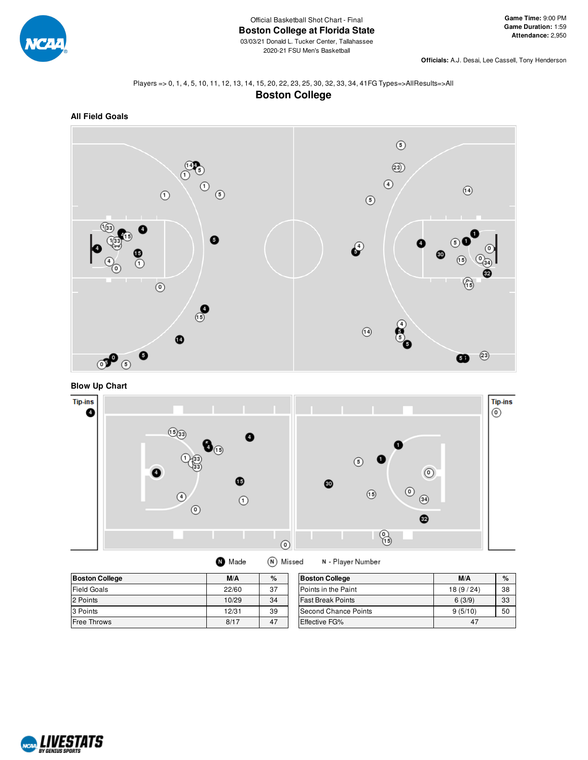Official Basketball Shot Chart - Final

# Boston College at Florida State

03/03/21 Donald L. Tucker Center, Tallahassee

2020-21 FSU Men's Basketball

**Game Time:** 9:00 PM
**Game Duration:** 1:59
**Attendance:** 2,950

**Officials:** A.J. Desai, Lee Cassell, Tony Henderson

Players => 0, 1, 4, 5, 10, 11, 12, 13, 14, 15, 20, 22, 23, 25, 30, 32, 33, 34, 41FG Types=>AllResults=>All

## Boston College

### All Field Goals

### Blow Up Chart

Tip-ins

Tip-ins

N Made   N Missed   N - Player Number

| Boston College | M/A | % |
|---|---|---|
| Field Goals | 22/60 | 37 |
| 2 Points | 10/29 | 34 |
| 3 Points | 12/31 | 39 |
| Free Throws | 8/17 | 47 |

| Boston College | M/A | % |
|---|---|---|
| Points in the Paint | 18 (9 / 24) | 38 |
| Fast Break Points | 6 (3/9) | 33 |
| Second Chance Points | 9 (5/10) | 50 |
| Effective FG% | 47 | |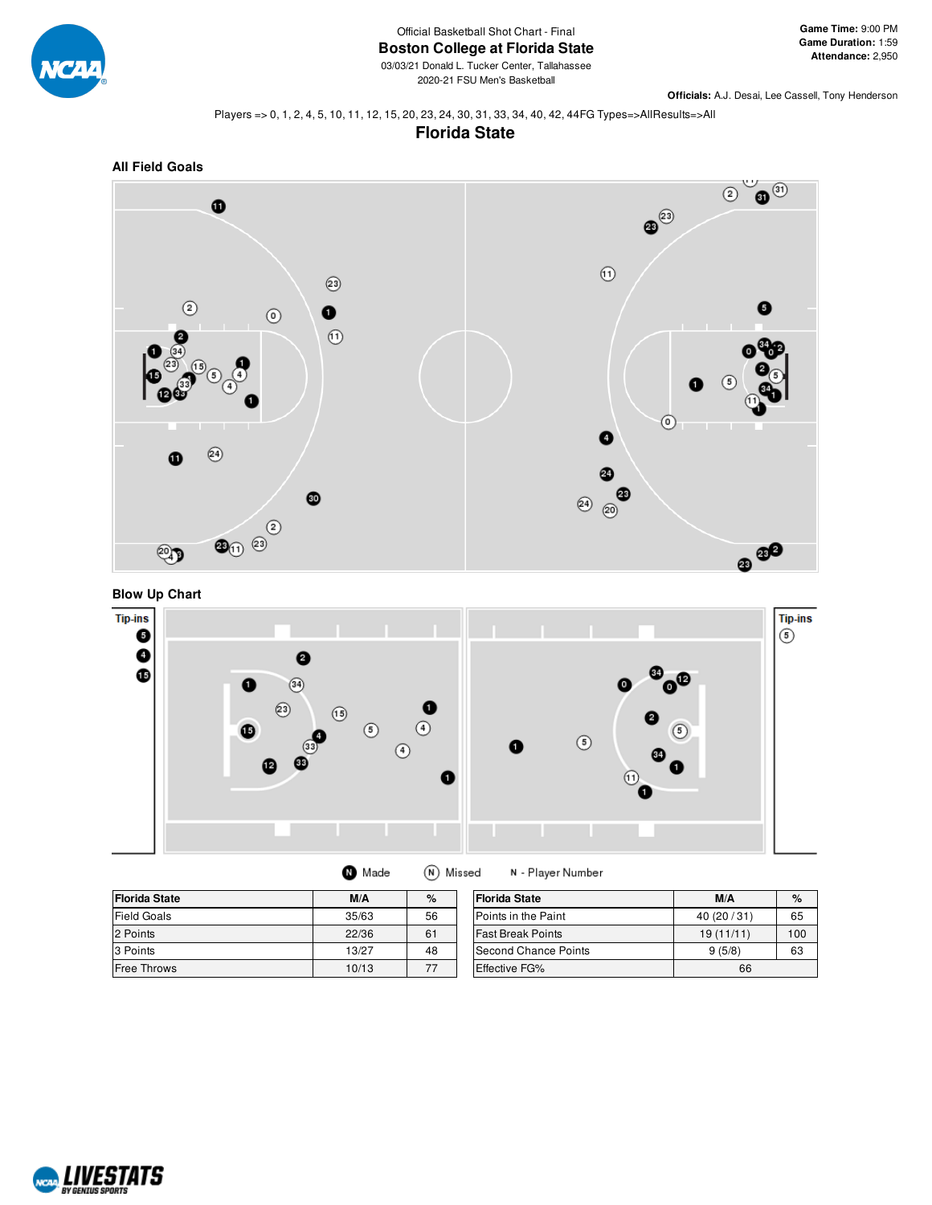Official Basketball Shot Chart - Final

# Boston College at Florida State

03/03/21 Donald L. Tucker Center, Tallahassee

2020-21 FSU Men's Basketball

**Game Time:** 9:00 PM
**Game Duration:** 1:59
**Attendance:** 2,950

**Officials:** A.J. Desai, Lee Cassell, Tony Henderson

Players => 0, 1, 2, 4, 5, 10, 11, 12, 15, 20, 23, 24, 30, 31, 33, 34, 40, 42, 44FG Types=>AllResults=>All

## Florida State

### All Field Goals

### Blow Up Chart

Tip-ins

Tip-ins

N Made &nbsp;&nbsp; N Missed &nbsp;&nbsp; N - Player Number

| Florida State | M/A | % |
|---|---|---|
| Field Goals | 35/63 | 56 |
| 2 Points | 22/36 | 61 |
| 3 Points | 13/27 | 48 |
| Free Throws | 10/13 | 77 |

| Florida State | M/A | % |
|---|---|---|
| Points in the Paint | 40 (20 / 31) | 65 |
| Fast Break Points | 19 (11/11) | 100 |
| Second Chance Points | 9 (5/8) | 63 |
| Effective FG% | 66 | |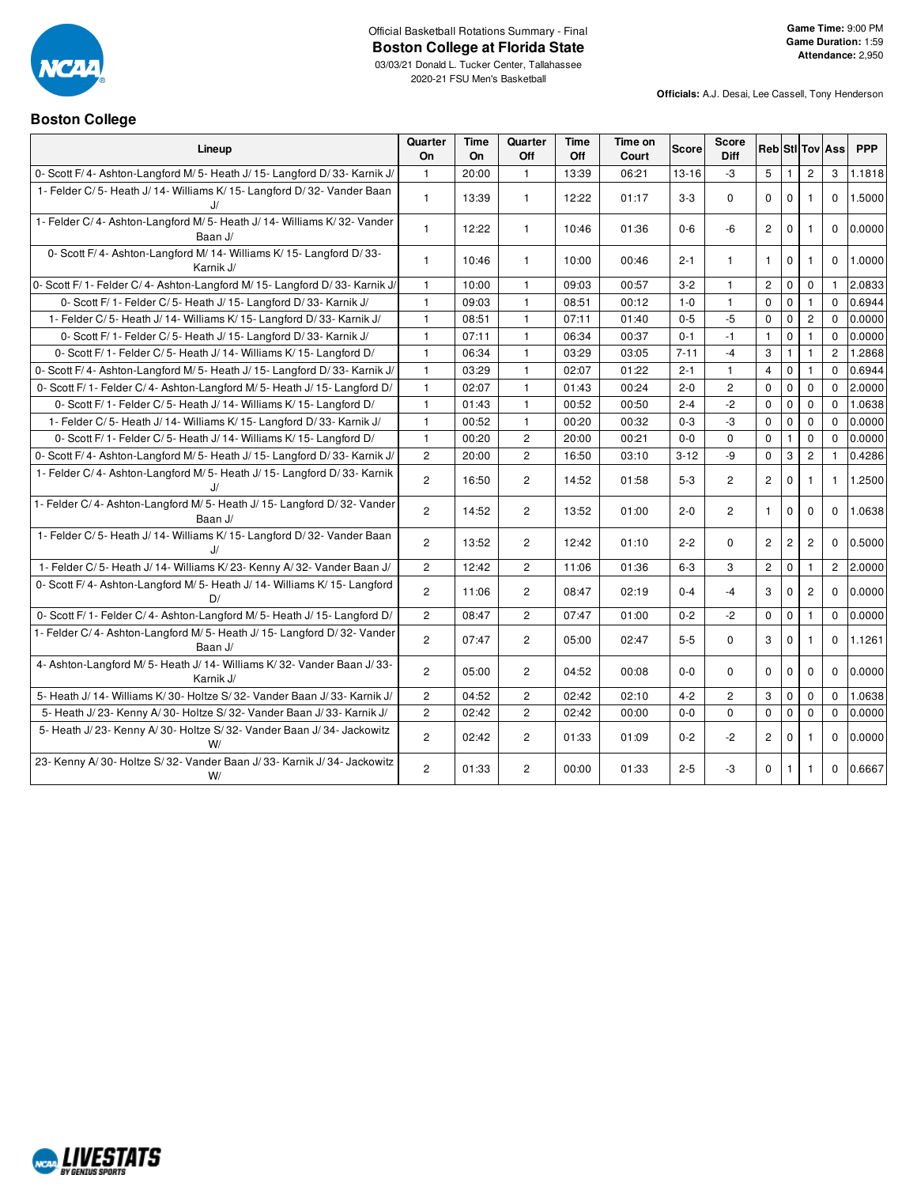Official Basketball Rotations Summary - Final

# Boston College at Florida State

03/03/21 Donald L. Tucker Center, Tallahassee

2020-21 FSU Men's Basketball

**Game Time:** 9:00 PM
**Game Duration:** 1:59
**Attendance:** 2,950

**Officials:** A.J. Desai, Lee Cassell, Tony Henderson

## Boston College

| Lineup | Quarter On | Time On | Quarter Off | Time Off | Time on Court | Score | Score Diff | Reb | Stl | Tov | Ass | PPP |
|---|---|---|---|---|---|---|---|---|---|---|---|---|
| 0- Scott F/ 4- Ashton-Langford M/ 5- Heath J/ 15- Langford D/ 33- Karnik J/ | 1 | 20:00 | 1 | 13:39 | 06:21 | 13-16 | -3 | 5 | 1 | 2 | 3 | 1.1818 |
| 1- Felder C/ 5- Heath J/ 14- Williams K/ 15- Langford D/ 32- Vander Baan J/ | 1 | 13:39 | 1 | 12:22 | 01:17 | 3-3 | 0 | 0 | 0 | 1 | 0 | 1.5000 |
| 1- Felder C/ 4- Ashton-Langford M/ 5- Heath J/ 14- Williams K/ 32- Vander Baan J/ | 1 | 12:22 | 1 | 10:46 | 01:36 | 0-6 | -6 | 2 | 0 | 1 | 0 | 0.0000 |
| 0- Scott F/ 4- Ashton-Langford M/ 14- Williams K/ 15- Langford D/ 33- Karnik J/ | 1 | 10:46 | 1 | 10:00 | 00:46 | 2-1 | 1 | 1 | 0 | 1 | 0 | 1.0000 |
| 0- Scott F/ 1- Felder C/ 4- Ashton-Langford M/ 15- Langford D/ 33- Karnik J/ | 1 | 10:00 | 1 | 09:03 | 00:57 | 3-2 | 1 | 2 | 0 | 0 | 1 | 2.0833 |
| 0- Scott F/ 1- Felder C/ 5- Heath J/ 15- Langford D/ 33- Karnik J/ | 1 | 09:03 | 1 | 08:51 | 00:12 | 1-0 | 1 | 0 | 0 | 1 | 0 | 0.6944 |
| 1- Felder C/ 5- Heath J/ 14- Williams K/ 15- Langford D/ 33- Karnik J/ | 1 | 08:51 | 1 | 07:11 | 01:40 | 0-5 | -5 | 0 | 0 | 2 | 0 | 0.0000 |
| 0- Scott F/ 1- Felder C/ 5- Heath J/ 15- Langford D/ 33- Karnik J/ | 1 | 07:11 | 1 | 06:34 | 00:37 | 0-1 | -1 | 1 | 0 | 1 | 0 | 0.0000 |
| 0- Scott F/ 1- Felder C/ 5- Heath J/ 14- Williams K/ 15- Langford D/ | 1 | 06:34 | 1 | 03:29 | 03:05 | 7-11 | -4 | 3 | 1 | 1 | 2 | 1.2868 |
| 0- Scott F/ 4- Ashton-Langford M/ 5- Heath J/ 15- Langford D/ 33- Karnik J/ | 1 | 03:29 | 1 | 02:07 | 01:22 | 2-1 | 1 | 4 | 0 | 1 | 0 | 0.6944 |
| 0- Scott F/ 1- Felder C/ 4- Ashton-Langford M/ 5- Heath J/ 15- Langford D/ | 1 | 02:07 | 1 | 01:43 | 00:24 | 2-0 | 2 | 0 | 0 | 0 | 0 | 2.0000 |
| 0- Scott F/ 1- Felder C/ 5- Heath J/ 14- Williams K/ 15- Langford D/ | 1 | 01:43 | 1 | 00:52 | 00:50 | 2-4 | -2 | 0 | 0 | 0 | 0 | 1.0638 |
| 1- Felder C/ 5- Heath J/ 14- Williams K/ 15- Langford D/ 33- Karnik J/ | 1 | 00:52 | 1 | 00:20 | 00:32 | 0-3 | -3 | 0 | 0 | 0 | 0 | 0.0000 |
| 0- Scott F/ 1- Felder C/ 5- Heath J/ 14- Williams K/ 15- Langford D/ | 1 | 00:20 | 2 | 20:00 | 00:21 | 0-0 | 0 | 0 | 1 | 0 | 0 | 0.0000 |
| 0- Scott F/ 4- Ashton-Langford M/ 5- Heath J/ 15- Langford D/ 33- Karnik J/ | 2 | 20:00 | 2 | 16:50 | 03:10 | 3-12 | -9 | 0 | 3 | 2 | 1 | 0.4286 |
| 1- Felder C/ 4- Ashton-Langford M/ 5- Heath J/ 15- Langford D/ 33- Karnik J/ | 2 | 16:50 | 2 | 14:52 | 01:58 | 5-3 | 2 | 2 | 0 | 1 | 1 | 1.2500 |
| 1- Felder C/ 4- Ashton-Langford M/ 5- Heath J/ 15- Langford D/ 32- Vander Baan J/ | 2 | 14:52 | 2 | 13:52 | 01:00 | 2-0 | 2 | 1 | 0 | 0 | 0 | 1.0638 |
| 1- Felder C/ 5- Heath J/ 14- Williams K/ 15- Langford D/ 32- Vander Baan J/ | 2 | 13:52 | 2 | 12:42 | 01:10 | 2-2 | 0 | 2 | 2 | 2 | 0 | 0.5000 |
| 1- Felder C/ 5- Heath J/ 14- Williams K/ 23- Kenny A/ 32- Vander Baan J/ | 2 | 12:42 | 2 | 11:06 | 01:36 | 6-3 | 3 | 2 | 0 | 1 | 2 | 2.0000 |
| 0- Scott F/ 4- Ashton-Langford M/ 5- Heath J/ 14- Williams K/ 15- Langford D/ | 2 | 11:06 | 2 | 08:47 | 02:19 | 0-4 | -4 | 3 | 0 | 2 | 0 | 0.0000 |
| 0- Scott F/ 1- Felder C/ 4- Ashton-Langford M/ 5- Heath J/ 15- Langford D/ | 2 | 08:47 | 2 | 07:47 | 01:00 | 0-2 | -2 | 0 | 0 | 1 | 0 | 0.0000 |
| 1- Felder C/ 4- Ashton-Langford M/ 5- Heath J/ 15- Langford D/ 32- Vander Baan J/ | 2 | 07:47 | 2 | 05:00 | 02:47 | 5-5 | 0 | 3 | 0 | 1 | 0 | 1.1261 |
| 4- Ashton-Langford M/ 5- Heath J/ 14- Williams K/ 32- Vander Baan J/ 33- Karnik J/ | 2 | 05:00 | 2 | 04:52 | 00:08 | 0-0 | 0 | 0 | 0 | 0 | 0 | 0.0000 |
| 5- Heath J/ 14- Williams K/ 30- Holtze S/ 32- Vander Baan J/ 33- Karnik J/ | 2 | 04:52 | 2 | 02:42 | 02:10 | 4-2 | 2 | 3 | 0 | 0 | 0 | 1.0638 |
| 5- Heath J/ 23- Kenny A/ 30- Holtze S/ 32- Vander Baan J/ 33- Karnik J/ | 2 | 02:42 | 2 | 02:42 | 00:00 | 0-0 | 0 | 0 | 0 | 0 | 0 | 0.0000 |
| 5- Heath J/ 23- Kenny A/ 30- Holtze S/ 32- Vander Baan J/ 34- Jackowitz W/ | 2 | 02:42 | 2 | 01:33 | 01:09 | 0-2 | -2 | 2 | 0 | 1 | 0 | 0.0000 |
| 23- Kenny A/ 30- Holtze S/ 32- Vander Baan J/ 33- Karnik J/ 34- Jackowitz W/ | 2 | 01:33 | 2 | 00:00 | 01:33 | 2-5 | -3 | 0 | 1 | 1 | 0 | 0.6667 |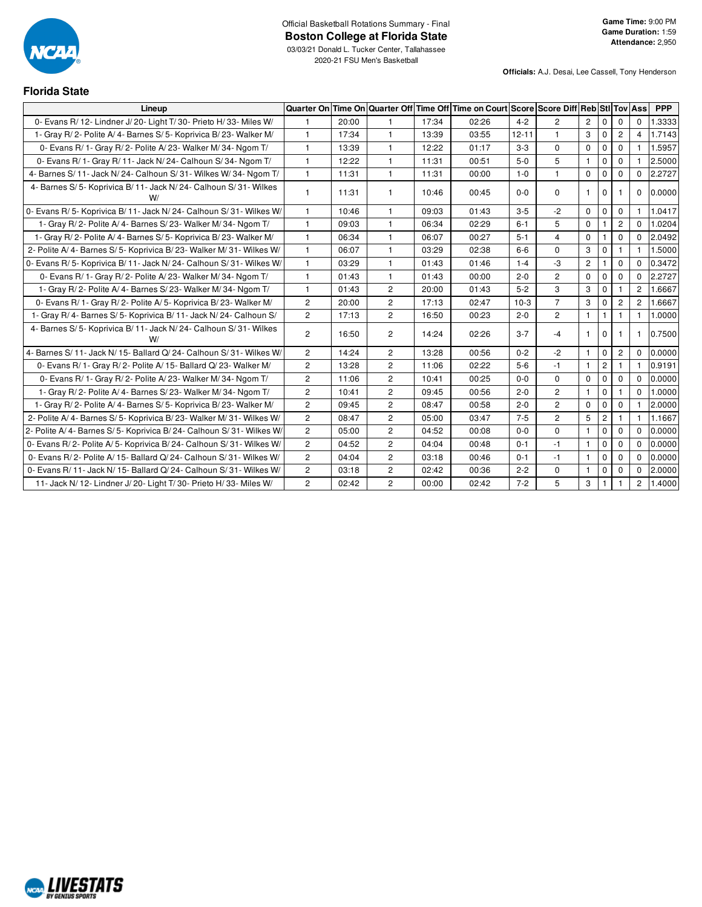Official Basketball Rotations Summary - Final

**Boston College at Florida State**

03/03/21 Donald L. Tucker Center, Tallahassee

2020-21 FSU Men's Basketball

**Game Time:** 9:00 PM
**Game Duration:** 1:59
**Attendance:** 2,950

**Officials:** A.J. Desai, Lee Cassell, Tony Henderson

## Florida State

| Lineup | Quarter On | Time On | Quarter Off | Time Off | Time on Court | Score | Score Diff | Reb | Stl | Tov | Ass | PPP |
|---|---|---|---|---|---|---|---|---|---|---|---|---|
| 0- Evans R/ 12- Lindner J/ 20- Light T/ 30- Prieto H/ 33- Miles W/ | 1 | 20:00 | 1 | 17:34 | 02:26 | 4-2 | 2 | 2 | 0 | 0 | 0 | 1.3333 |
| 1- Gray R/ 2- Polite A/ 4- Barnes S/ 5- Koprivica B/ 23- Walker M/ | 1 | 17:34 | 1 | 13:39 | 03:55 | 12-11 | 1 | 3 | 0 | 2 | 4 | 1.7143 |
| 0- Evans R/ 1- Gray R/ 2- Polite A/ 23- Walker M/ 34- Ngom T/ | 1 | 13:39 | 1 | 12:22 | 01:17 | 3-3 | 0 | 0 | 0 | 0 | 1 | 1.5957 |
| 0- Evans R/ 1- Gray R/ 11- Jack N/ 24- Calhoun S/ 34- Ngom T/ | 1 | 12:22 | 1 | 11:31 | 00:51 | 5-0 | 5 | 1 | 0 | 0 | 1 | 2.5000 |
| 4- Barnes S/ 11- Jack N/ 24- Calhoun S/ 31- Wilkes W/ 34- Ngom T/ | 1 | 11:31 | 1 | 11:31 | 00:00 | 1-0 | 1 | 0 | 0 | 0 | 0 | 2.2727 |
| 4- Barnes S/ 5- Koprivica B/ 11- Jack N/ 24- Calhoun S/ 31- Wilkes W/ | 1 | 11:31 | 1 | 10:46 | 00:45 | 0-0 | 0 | 1 | 0 | 1 | 0 | 0.0000 |
| 0- Evans R/ 5- Koprivica B/ 11- Jack N/ 24- Calhoun S/ 31- Wilkes W/ | 1 | 10:46 | 1 | 09:03 | 01:43 | 3-5 | -2 | 0 | 0 | 0 | 1 | 1.0417 |
| 1- Gray R/ 2- Polite A/ 4- Barnes S/ 23- Walker M/ 34- Ngom T/ | 1 | 09:03 | 1 | 06:34 | 02:29 | 6-1 | 5 | 0 | 1 | 2 | 0 | 1.0204 |
| 1- Gray R/ 2- Polite A/ 4- Barnes S/ 5- Koprivica B/ 23- Walker M/ | 1 | 06:34 | 1 | 06:07 | 00:27 | 5-1 | 4 | 0 | 1 | 0 | 0 | 2.0492 |
| 2- Polite A/ 4- Barnes S/ 5- Koprivica B/ 23- Walker M/ 31- Wilkes W/ | 1 | 06:07 | 1 | 03:29 | 02:38 | 6-6 | 0 | 3 | 0 | 1 | 1 | 1.5000 |
| 0- Evans R/ 5- Koprivica B/ 11- Jack N/ 24- Calhoun S/ 31- Wilkes W/ | 1 | 03:29 | 1 | 01:43 | 01:46 | 1-4 | -3 | 2 | 1 | 0 | 0 | 0.3472 |
| 0- Evans R/ 1- Gray R/ 2- Polite A/ 23- Walker M/ 34- Ngom T/ | 1 | 01:43 | 1 | 01:43 | 00:00 | 2-0 | 2 | 0 | 0 | 0 | 0 | 2.2727 |
| 1- Gray R/ 2- Polite A/ 4- Barnes S/ 23- Walker M/ 34- Ngom T/ | 1 | 01:43 | 2 | 20:00 | 01:43 | 5-2 | 3 | 3 | 0 | 1 | 2 | 1.6667 |
| 0- Evans R/ 1- Gray R/ 2- Polite A/ 5- Koprivica B/ 23- Walker M/ | 2 | 20:00 | 2 | 17:13 | 02:47 | 10-3 | 7 | 3 | 0 | 2 | 2 | 1.6667 |
| 1- Gray R/ 4- Barnes S/ 5- Koprivica B/ 11- Jack N/ 24- Calhoun S/ | 2 | 17:13 | 2 | 16:50 | 00:23 | 2-0 | 2 | 1 | 1 | 1 | 1 | 1.0000 |
| 4- Barnes S/ 5- Koprivica B/ 11- Jack N/ 24- Calhoun S/ 31- Wilkes W/ | 2 | 16:50 | 2 | 14:24 | 02:26 | 3-7 | -4 | 1 | 0 | 1 | 1 | 0.7500 |
| 4- Barnes S/ 11- Jack N/ 15- Ballard Q/ 24- Calhoun S/ 31- Wilkes W/ | 2 | 14:24 | 2 | 13:28 | 00:56 | 0-2 | -2 | 1 | 0 | 2 | 0 | 0.0000 |
| 0- Evans R/ 1- Gray R/ 2- Polite A/ 15- Ballard Q/ 23- Walker M/ | 2 | 13:28 | 2 | 11:06 | 02:22 | 5-6 | -1 | 1 | 2 | 1 | 1 | 0.9191 |
| 0- Evans R/ 1- Gray R/ 2- Polite A/ 23- Walker M/ 34- Ngom T/ | 2 | 11:06 | 2 | 10:41 | 00:25 | 0-0 | 0 | 0 | 0 | 0 | 0 | 0.0000 |
| 1- Gray R/ 2- Polite A/ 4- Barnes S/ 23- Walker M/ 34- Ngom T/ | 2 | 10:41 | 2 | 09:45 | 00:56 | 2-0 | 2 | 1 | 0 | 1 | 0 | 1.0000 |
| 1- Gray R/ 2- Polite A/ 4- Barnes S/ 5- Koprivica B/ 23- Walker M/ | 2 | 09:45 | 2 | 08:47 | 00:58 | 2-0 | 2 | 0 | 0 | 0 | 1 | 2.0000 |
| 2- Polite A/ 4- Barnes S/ 5- Koprivica B/ 23- Walker M/ 31- Wilkes W/ | 2 | 08:47 | 2 | 05:00 | 03:47 | 7-5 | 2 | 5 | 2 | 1 | 1 | 1.1667 |
| 2- Polite A/ 4- Barnes S/ 5- Koprivica B/ 24- Calhoun S/ 31- Wilkes W/ | 2 | 05:00 | 2 | 04:52 | 00:08 | 0-0 | 0 | 1 | 0 | 0 | 0 | 0.0000 |
| 0- Evans R/ 2- Polite A/ 5- Koprivica B/ 24- Calhoun S/ 31- Wilkes W/ | 2 | 04:52 | 2 | 04:04 | 00:48 | 0-1 | -1 | 1 | 0 | 0 | 0 | 0.0000 |
| 0- Evans R/ 2- Polite A/ 15- Ballard Q/ 24- Calhoun S/ 31- Wilkes W/ | 2 | 04:04 | 2 | 03:18 | 00:46 | 0-1 | -1 | 1 | 0 | 0 | 0 | 0.0000 |
| 0- Evans R/ 11- Jack N/ 15- Ballard Q/ 24- Calhoun S/ 31- Wilkes W/ | 2 | 03:18 | 2 | 02:42 | 00:36 | 2-2 | 0 | 1 | 0 | 0 | 0 | 2.0000 |
| 11- Jack N/ 12- Lindner J/ 20- Light T/ 30- Prieto H/ 33- Miles W/ | 2 | 02:42 | 2 | 00:00 | 02:42 | 7-2 | 5 | 3 | 1 | 1 | 2 | 1.4000 |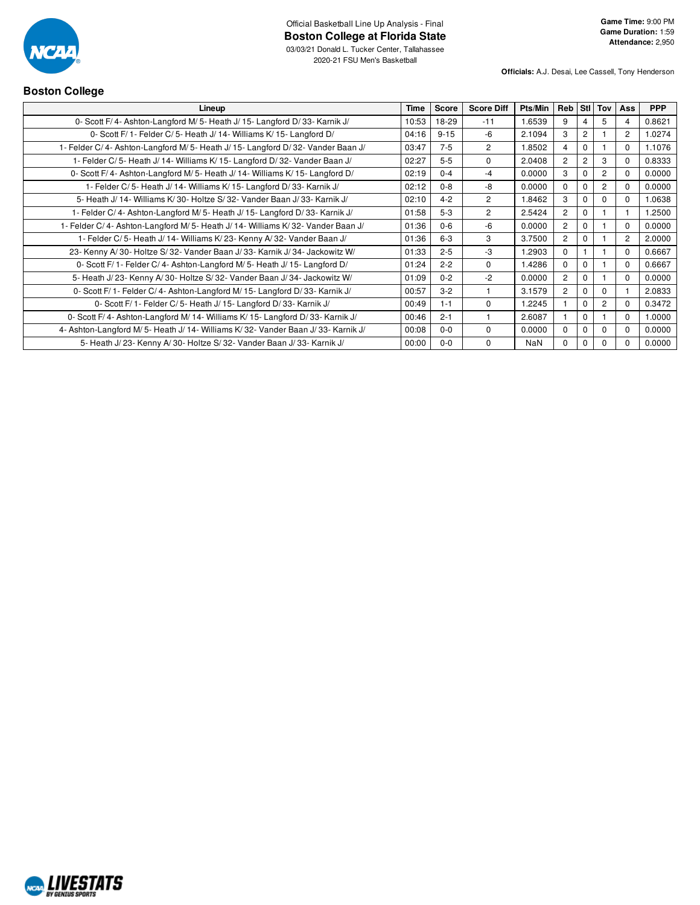Official Basketball Line Up Analysis - Final

# Boston College at Florida State

03/03/21 Donald L. Tucker Center, Tallahassee

2020-21 FSU Men's Basketball

**Game Time:** 9:00 PM
**Game Duration:** 1:59
**Attendance:** 2,950

**Officials:** A.J. Desai, Lee Cassell, Tony Henderson

## Boston College

| Lineup | Time | Score | Score Diff | Pts/Min | Reb | Stl | Tov | Ass | PPP |
|---|---|---|---|---|---|---|---|---|---|
| 0- Scott F/ 4- Ashton-Langford M/ 5- Heath J/ 15- Langford D/ 33- Karnik J/ | 10:53 | 18-29 | -11 | 1.6539 | 9 | 4 | 5 | 4 | 0.8621 |
| 0- Scott F/ 1- Felder C/ 5- Heath J/ 14- Williams K/ 15- Langford D/ | 04:16 | 9-15 | -6 | 2.1094 | 3 | 2 | 1 | 2 | 1.0274 |
| 1- Felder C/ 4- Ashton-Langford M/ 5- Heath J/ 15- Langford D/ 32- Vander Baan J/ | 03:47 | 7-5 | 2 | 1.8502 | 4 | 0 | 1 | 0 | 1.1076 |
| 1- Felder C/ 5- Heath J/ 14- Williams K/ 15- Langford D/ 32- Vander Baan J/ | 02:27 | 5-5 | 0 | 2.0408 | 2 | 2 | 3 | 0 | 0.8333 |
| 0- Scott F/ 4- Ashton-Langford M/ 5- Heath J/ 14- Williams K/ 15- Langford D/ | 02:19 | 0-4 | -4 | 0.0000 | 3 | 0 | 2 | 0 | 0.0000 |
| 1- Felder C/ 5- Heath J/ 14- Williams K/ 15- Langford D/ 33- Karnik J/ | 02:12 | 0-8 | -8 | 0.0000 | 0 | 0 | 2 | 0 | 0.0000 |
| 5- Heath J/ 14- Williams K/ 30- Holtze S/ 32- Vander Baan J/ 33- Karnik J/ | 02:10 | 4-2 | 2 | 1.8462 | 3 | 0 | 0 | 0 | 1.0638 |
| 1- Felder C/ 4- Ashton-Langford M/ 5- Heath J/ 15- Langford D/ 33- Karnik J/ | 01:58 | 5-3 | 2 | 2.5424 | 2 | 0 | 1 | 1 | 1.2500 |
| 1- Felder C/ 4- Ashton-Langford M/ 5- Heath J/ 14- Williams K/ 32- Vander Baan J/ | 01:36 | 0-6 | -6 | 0.0000 | 2 | 0 | 1 | 0 | 0.0000 |
| 1- Felder C/ 5- Heath J/ 14- Williams K/ 23- Kenny A/ 32- Vander Baan J/ | 01:36 | 6-3 | 3 | 3.7500 | 2 | 0 | 1 | 2 | 2.0000 |
| 23- Kenny A/ 30- Holtze S/ 32- Vander Baan J/ 33- Karnik J/ 34- Jackowitz W/ | 01:33 | 2-5 | -3 | 1.2903 | 0 | 1 | 1 | 0 | 0.6667 |
| 0- Scott F/ 1- Felder C/ 4- Ashton-Langford M/ 5- Heath J/ 15- Langford D/ | 01:24 | 2-2 | 0 | 1.4286 | 0 | 0 | 1 | 0 | 0.6667 |
| 5- Heath J/ 23- Kenny A/ 30- Holtze S/ 32- Vander Baan J/ 34- Jackowitz W/ | 01:09 | 0-2 | -2 | 0.0000 | 2 | 0 | 1 | 0 | 0.0000 |
| 0- Scott F/ 1- Felder C/ 4- Ashton-Langford M/ 15- Langford D/ 33- Karnik J/ | 00:57 | 3-2 | 1 | 3.1579 | 2 | 0 | 0 | 1 | 2.0833 |
| 0- Scott F/ 1- Felder C/ 5- Heath J/ 15- Langford D/ 33- Karnik J/ | 00:49 | 1-1 | 0 | 1.2245 | 1 | 0 | 2 | 0 | 0.3472 |
| 0- Scott F/ 4- Ashton-Langford M/ 14- Williams K/ 15- Langford D/ 33- Karnik J/ | 00:46 | 2-1 | 1 | 2.6087 | 1 | 0 | 1 | 0 | 1.0000 |
| 4- Ashton-Langford M/ 5- Heath J/ 14- Williams K/ 32- Vander Baan J/ 33- Karnik J/ | 00:08 | 0-0 | 0 | 0.0000 | 0 | 0 | 0 | 0 | 0.0000 |
| 5- Heath J/ 23- Kenny A/ 30- Holtze S/ 32- Vander Baan J/ 33- Karnik J/ | 00:00 | 0-0 | 0 | NaN | 0 | 0 | 0 | 0 | 0.0000 |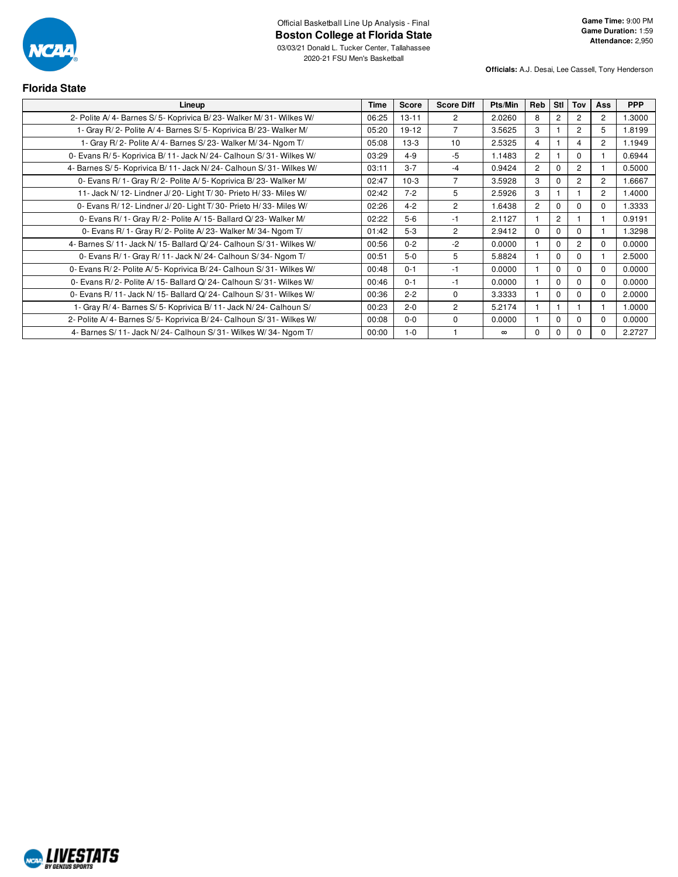Official Basketball Line Up Analysis - Final

# Boston College at Florida State

03/03/21 Donald L. Tucker Center, Tallahassee

2020-21 FSU Men's Basketball

**Game Time:** 9:00 PM
**Game Duration:** 1:59
**Attendance:** 2,950

**Officials:** A.J. Desai, Lee Cassell, Tony Henderson

## Florida State

| Lineup | Time | Score | Score Diff | Pts/Min | Reb | Stl | Tov | Ass | PPP |
|---|---|---|---|---|---|---|---|---|---|
| 2- Polite A/ 4- Barnes S/ 5- Koprivica B/ 23- Walker M/ 31- Wilkes W/ | 06:25 | 13-11 | 2 | 2.0260 | 8 | 2 | 2 | 2 | 1.3000 |
| 1- Gray R/ 2- Polite A/ 4- Barnes S/ 5- Koprivica B/ 23- Walker M/ | 05:20 | 19-12 | 7 | 3.5625 | 3 | 1 | 2 | 5 | 1.8199 |
| 1- Gray R/ 2- Polite A/ 4- Barnes S/ 23- Walker M/ 34- Ngom T/ | 05:08 | 13-3 | 10 | 2.5325 | 4 | 1 | 4 | 2 | 1.1949 |
| 0- Evans R/ 5- Koprivica B/ 11- Jack N/ 24- Calhoun S/ 31- Wilkes W/ | 03:29 | 4-9 | -5 | 1.1483 | 2 | 1 | 0 | 1 | 0.6944 |
| 4- Barnes S/ 5- Koprivica B/ 11- Jack N/ 24- Calhoun S/ 31- Wilkes W/ | 03:11 | 3-7 | -4 | 0.9424 | 2 | 0 | 2 | 1 | 0.5000 |
| 0- Evans R/ 1- Gray R/ 2- Polite A/ 5- Koprivica B/ 23- Walker M/ | 02:47 | 10-3 | 7 | 3.5928 | 3 | 0 | 2 | 2 | 1.6667 |
| 11- Jack N/ 12- Lindner J/ 20- Light T/ 30- Prieto H/ 33- Miles W/ | 02:42 | 7-2 | 5 | 2.5926 | 3 | 1 | 1 | 2 | 1.4000 |
| 0- Evans R/ 12- Lindner J/ 20- Light T/ 30- Prieto H/ 33- Miles W/ | 02:26 | 4-2 | 2 | 1.6438 | 2 | 0 | 0 | 0 | 1.3333 |
| 0- Evans R/ 1- Gray R/ 2- Polite A/ 15- Ballard Q/ 23- Walker M/ | 02:22 | 5-6 | -1 | 2.1127 | 1 | 2 | 1 | 1 | 0.9191 |
| 0- Evans R/ 1- Gray R/ 2- Polite A/ 23- Walker M/ 34- Ngom T/ | 01:42 | 5-3 | 2 | 2.9412 | 0 | 0 | 0 | 1 | 1.3298 |
| 4- Barnes S/ 11- Jack N/ 15- Ballard Q/ 24- Calhoun S/ 31- Wilkes W/ | 00:56 | 0-2 | -2 | 0.0000 | 1 | 0 | 2 | 0 | 0.0000 |
| 0- Evans R/ 1- Gray R/ 11- Jack N/ 24- Calhoun S/ 34- Ngom T/ | 00:51 | 5-0 | 5 | 5.8824 | 1 | 0 | 0 | 1 | 2.5000 |
| 0- Evans R/ 2- Polite A/ 5- Koprivica B/ 24- Calhoun S/ 31- Wilkes W/ | 00:48 | 0-1 | -1 | 0.0000 | 1 | 0 | 0 | 0 | 0.0000 |
| 0- Evans R/ 2- Polite A/ 15- Ballard Q/ 24- Calhoun S/ 31- Wilkes W/ | 00:46 | 0-1 | -1 | 0.0000 | 1 | 0 | 0 | 0 | 0.0000 |
| 0- Evans R/ 11- Jack N/ 15- Ballard Q/ 24- Calhoun S/ 31- Wilkes W/ | 00:36 | 2-2 | 0 | 3.3333 | 1 | 0 | 0 | 0 | 2.0000 |
| 1- Gray R/ 4- Barnes S/ 5- Koprivica B/ 11- Jack N/ 24- Calhoun S/ | 00:23 | 2-0 | 2 | 5.2174 | 1 | 1 | 1 | 1 | 1.0000 |
| 2- Polite A/ 4- Barnes S/ 5- Koprivica B/ 24- Calhoun S/ 31- Wilkes W/ | 00:08 | 0-0 | 0 | 0.0000 | 1 | 0 | 0 | 0 | 0.0000 |
| 4- Barnes S/ 11- Jack N/ 24- Calhoun S/ 31- Wilkes W/ 34- Ngom T/ | 00:00 | 1-0 | 1 | ∞ | 0 | 0 | 0 | 0 | 2.2727 |